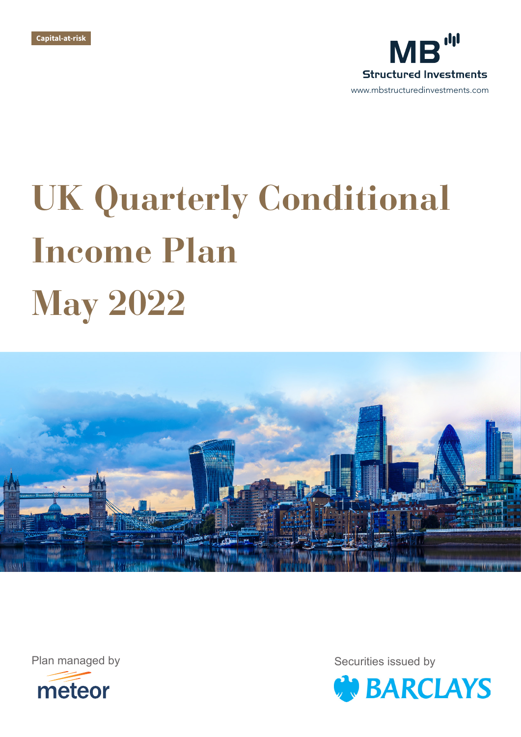Capital-at-risk

MB Structured Investments

www.mbstructuredinvestments.com

# UK Quarterly Conditional Income Plan May 2022

Plan managed by

meteor

Securities issued by

BARCLAYS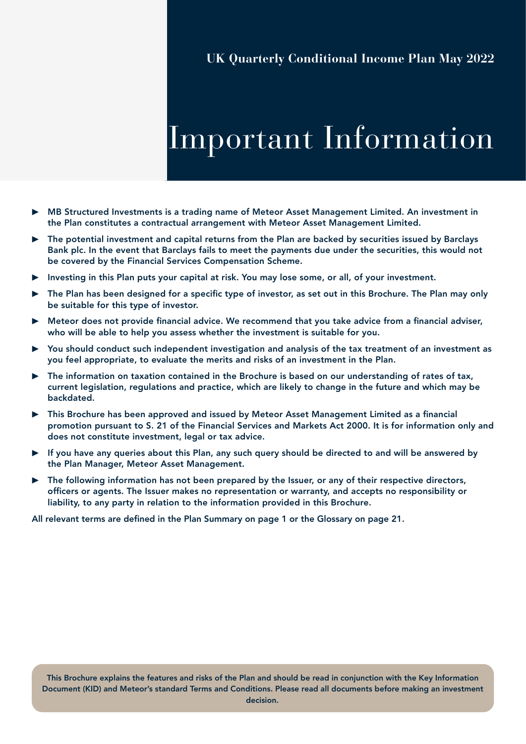**UK Quarterly Conditional Income Plan May 2022**

# Important Information

- **MB Structured Investments is a trading name of Meteor Asset Management Limited. An investment in the Plan constitutes a contractual arrangement with Meteor Asset Management Limited.**
- **The potential investment and capital returns from the Plan are backed by securities issued by Barclays Bank plc. In the event that Barclays fails to meet the payments due under the securities, this would not be covered by the Financial Services Compensation Scheme.**
- **Investing in this Plan puts your capital at risk. You may lose some, or all, of your investment.**
- **The Plan has been designed for a specific type of investor, as set out in this Brochure. The Plan may only be suitable for this type of investor.**
- **Meteor does not provide financial advice. We recommend that you take advice from a financial adviser, who will be able to help you assess whether the investment is suitable for you.**
- **You should conduct such independent investigation and analysis of the tax treatment of an investment as you feel appropriate, to evaluate the merits and risks of an investment in the Plan.**
- **The information on taxation contained in the Brochure is based on our understanding of rates of tax, current legislation, regulations and practice, which are likely to change in the future and which may be backdated.**
- **This Brochure has been approved and issued by Meteor Asset Management Limited as a financial promotion pursuant to S. 21 of the Financial Services and Markets Act 2000. It is for information only and does not constitute investment, legal or tax advice.**
- **If you have any queries about this Plan, any such query should be directed to and will be answered by the Plan Manager, Meteor Asset Management.**
- **The following information has not been prepared by the Issuer, or any of their respective directors, officers or agents. The Issuer makes no representation or warranty, and accepts no responsibility or liability, to any party in relation to the information provided in this Brochure.**

**All relevant terms are defined in the Plan Summary on page 1 or the Glossary on page 21.**

**This Brochure explains the features and risks of the Plan and should be read in conjunction with the Key Information Document (KID) and Meteor's standard Terms and Conditions. Please read all documents before making an investment decision.**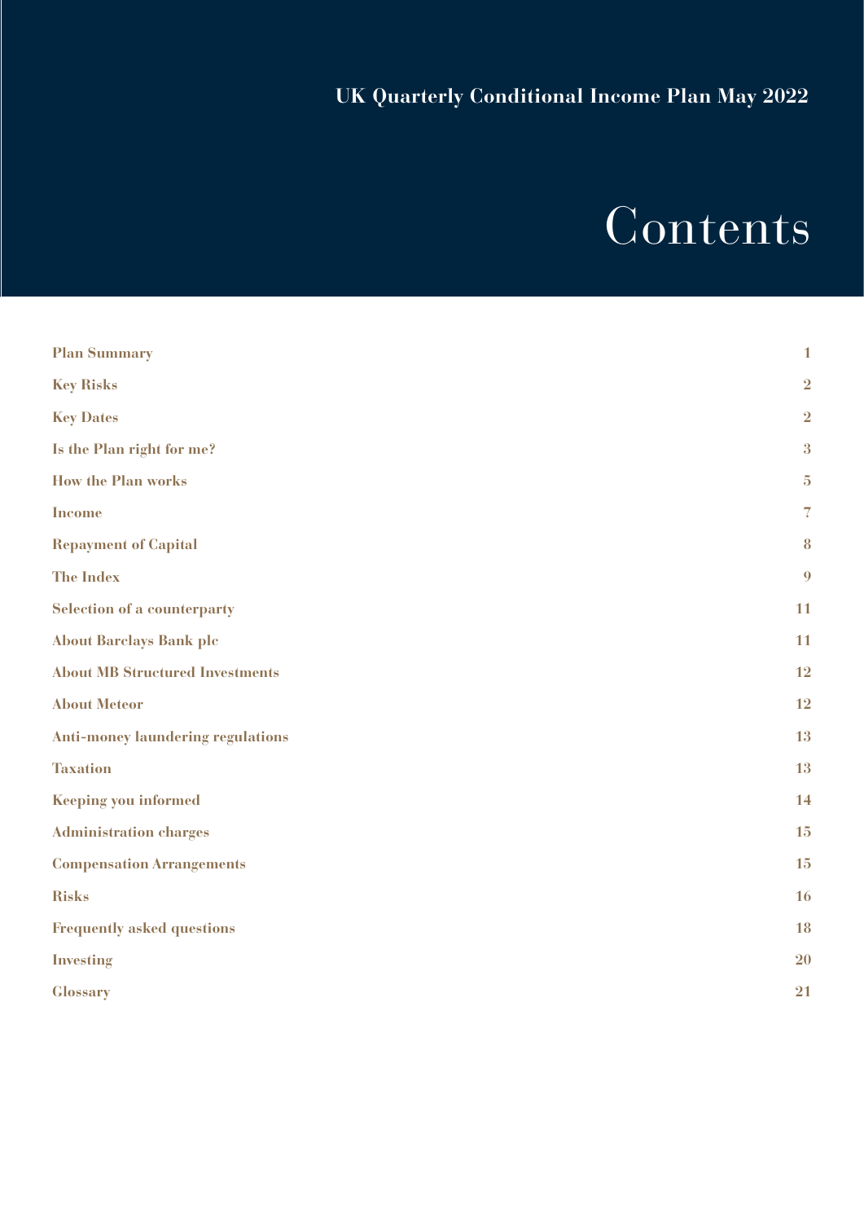UK Quarterly Conditional Income Plan May 2022

# Contents

| | |
|---|---|
| **Plan Summary** | **1** |
| **Key Risks** | **2** |
| **Key Dates** | **2** |
| **Is the Plan right for me?** | **3** |
| **How the Plan works** | **5** |
| **Income** | **7** |
| **Repayment of Capital** | **8** |
| **The Index** | **9** |
| **Selection of a counterparty** | **11** |
| **About Barclays Bank plc** | **11** |
| **About MB Structured Investments** | **12** |
| **About Meteor** | **12** |
| **Anti-money laundering regulations** | **13** |
| **Taxation** | **13** |
| **Keeping you informed** | **14** |
| **Administration charges** | **15** |
| **Compensation Arrangements** | **15** |
| **Risks** | **16** |
| **Frequently asked questions** | **18** |
| **Investing** | **20** |
| **Glossary** | **21** |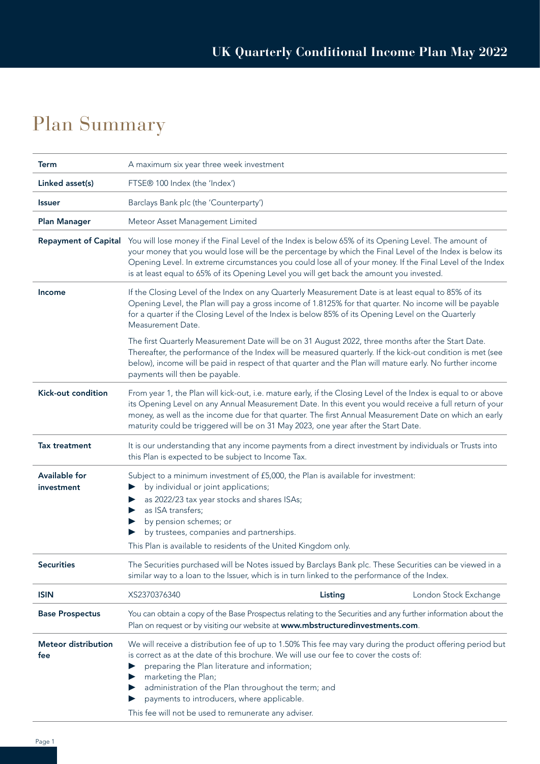# Plan Summary

| | |
|---|---|
| **Term** | A maximum six year three week investment |
| **Linked asset(s)** | FTSE® 100 Index (the 'Index') |
| **Issuer** | Barclays Bank plc (the 'Counterparty') |
| **Plan Manager** | Meteor Asset Management Limited |
| **Repayment of Capital** | You will lose money if the Final Level of the Index is below 65% of its Opening Level. The amount of your money that you would lose will be the percentage by which the Final Level of the Index is below its Opening Level. In extreme circumstances you could lose all of your money. If the Final Level of the Index is at least equal to 65% of its Opening Level you will get back the amount you invested. |
| **Income** | If the Closing Level of the Index on any Quarterly Measurement Date is at least equal to 85% of its Opening Level, the Plan will pay a gross income of 1.8125% for that quarter. No income will be payable for a quarter if the Closing Level of the Index is below 85% of its Opening Level on the Quarterly Measurement Date.<br><br>The first Quarterly Measurement Date will be on 31 August 2022, three months after the Start Date. Thereafter, the performance of the Index will be measured quarterly. If the kick-out condition is met (see below), income will be paid in respect of that quarter and the Plan will mature early. No further income payments will then be payable. |
| **Kick-out condition** | From year 1, the Plan will kick-out, i.e. mature early, if the Closing Level of the Index is equal to or above its Opening Level on any Annual Measurement Date. In this event you would receive a full return of your money, as well as the income due for that quarter. The first Annual Measurement Date on which an early maturity could be triggered will be on 31 May 2023, one year after the Start Date. |
| **Tax treatment** | It is our understanding that any income payments from a direct investment by individuals or Trusts into this Plan is expected to be subject to Income Tax. |
| **Available for investment** | Subject to a minimum investment of £5,000, the Plan is available for investment:<br>► by individual or joint applications;<br>► as 2022/23 tax year stocks and shares ISAs;<br>► as ISA transfers;<br>► by pension schemes; or<br>► by trustees, companies and partnerships.<br>This Plan is available to residents of the United Kingdom only. |
| **Securities** | The Securities purchased will be Notes issued by Barclays Bank plc. These Securities can be viewed in a similar way to a loan to the Issuer, which is in turn linked to the performance of the Index. |
| **ISIN** | XS2370376340 — **Listing**: London Stock Exchange |
| **Base Prospectus** | You can obtain a copy of the Base Prospectus relating to the Securities and any further information about the Plan on request or by visiting our website at **www.mbstructuredinvestments.com**. |
| **Meteor distribution fee** | We will receive a distribution fee of up to 1.50% This fee may vary during the product offering period but is correct as at the date of this brochure. We will use our fee to cover the costs of:<br>► preparing the Plan literature and information;<br>► marketing the Plan;<br>► administration of the Plan throughout the term; and<br>► payments to introducers, where applicable.<br>This fee will not be used to remunerate any adviser. |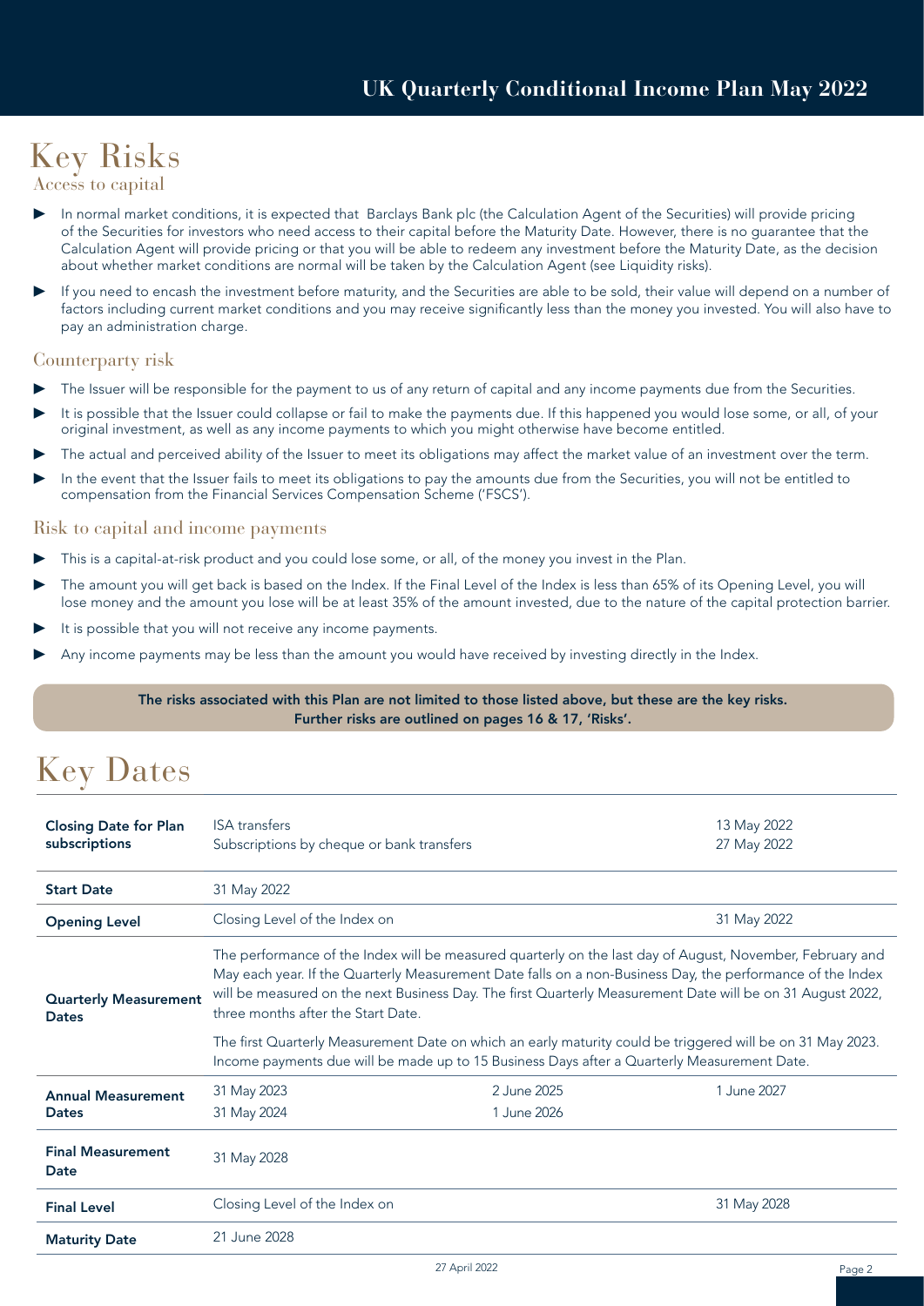# Key Risks

## Access to capital

- In normal market conditions, it is expected that Barclays Bank plc (the Calculation Agent of the Securities) will provide pricing of the Securities for investors who need access to their capital before the Maturity Date. However, there is no guarantee that the Calculation Agent will provide pricing or that you will be able to redeem any investment before the Maturity Date, as the decision about whether market conditions are normal will be taken by the Calculation Agent (see Liquidity risks).
- If you need to encash the investment before maturity, and the Securities are able to be sold, their value will depend on a number of factors including current market conditions and you may receive significantly less than the money you invested. You will also have to pay an administration charge.

## Counterparty risk

- The Issuer will be responsible for the payment to us of any return of capital and any income payments due from the Securities.
- It is possible that the Issuer could collapse or fail to make the payments due. If this happened you would lose some, or all, of your original investment, as well as any income payments to which you might otherwise have become entitled.
- The actual and perceived ability of the Issuer to meet its obligations may affect the market value of an investment over the term.
- In the event that the Issuer fails to meet its obligations to pay the amounts due from the Securities, you will not be entitled to compensation from the Financial Services Compensation Scheme ('FSCS').

## Risk to capital and income payments

- This is a capital-at-risk product and you could lose some, or all, of the money you invest in the Plan.
- The amount you will get back is based on the Index. If the Final Level of the Index is less than 65% of its Opening Level, you will lose money and the amount you lose will be at least 35% of the amount invested, due to the nature of the capital protection barrier.
- It is possible that you will not receive any income payments.
- Any income payments may be less than the amount you would have received by investing directly in the Index.

**The risks associated with this Plan are not limited to those listed above, but these are the key risks. Further risks are outlined on pages 16 & 17, 'Risks'.**

# Key Dates

| | | | |
|---|---|---|---|
| **Closing Date for Plan subscriptions** | ISA transfers<br>Subscriptions by cheque or bank transfers | | 13 May 2022<br>27 May 2022 |
| **Start Date** | 31 May 2022 | | |
| **Opening Level** | Closing Level of the Index on | | 31 May 2022 |
| **Quarterly Measurement Dates** | The performance of the Index will be measured quarterly on the last day of August, November, February and May each year. If the Quarterly Measurement Date falls on a non-Business Day, the performance of the Index will be measured on the next Business Day. The first Quarterly Measurement Date will be on 31 August 2022, three months after the Start Date.<br><br>The first Quarterly Measurement Date on which an early maturity could be triggered will be on 31 May 2023. Income payments due will be made up to 15 Business Days after a Quarterly Measurement Date. | | |
| **Annual Measurement Dates** | 31 May 2023<br>31 May 2024 | 2 June 2025<br>1 June 2026 | 1 June 2027 |
| **Final Measurement Date** | 31 May 2028 | | |
| **Final Level** | Closing Level of the Index on | | 31 May 2028 |
| **Maturity Date** | 21 June 2028 | | |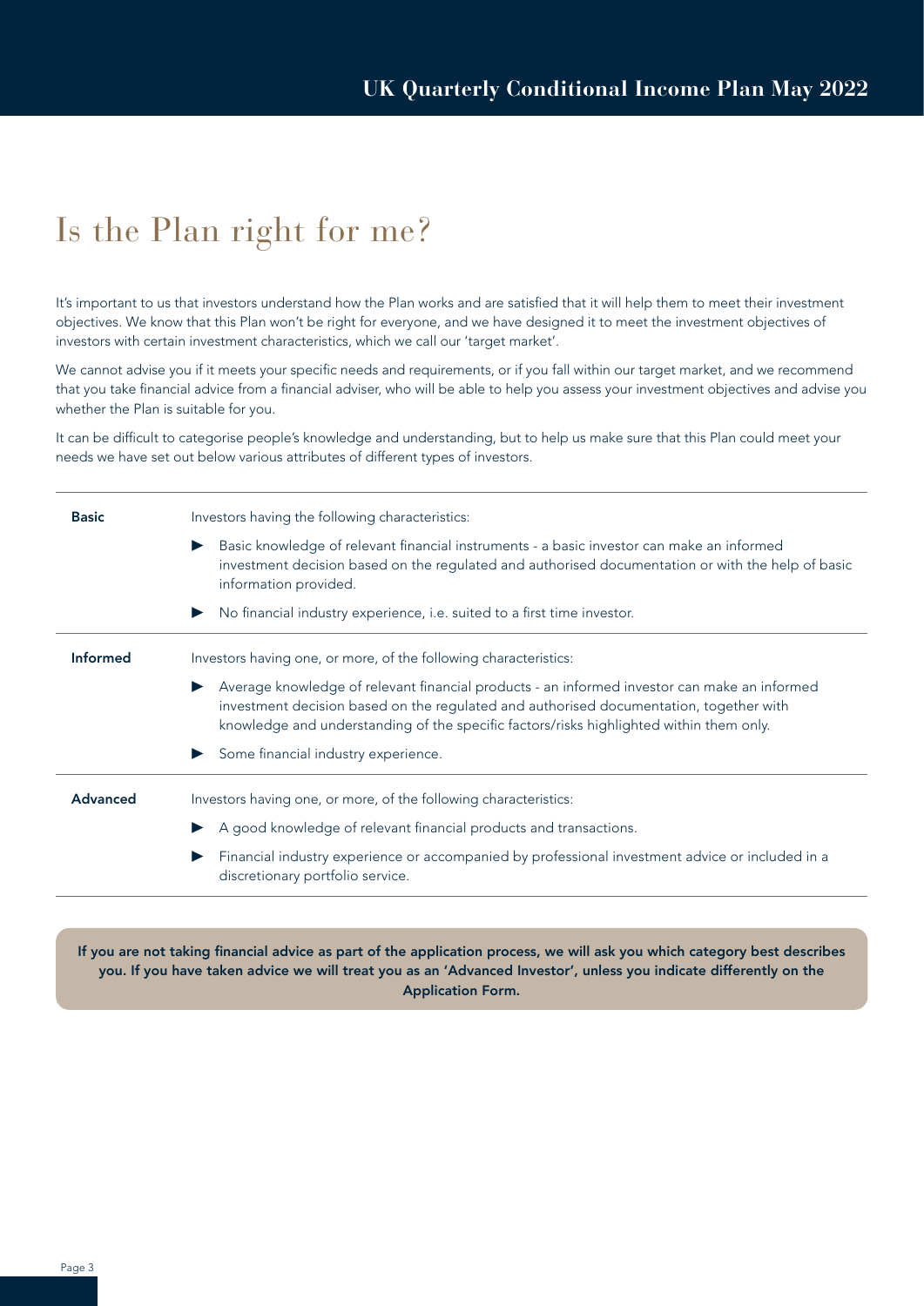# Is the Plan right for me?

It's important to us that investors understand how the Plan works and are satisfied that it will help them to meet their investment objectives. We know that this Plan won't be right for everyone, and we have designed it to meet the investment objectives of investors with certain investment characteristics, which we call our 'target market'.

We cannot advise you if it meets your specific needs and requirements, or if you fall within our target market, and we recommend that you take financial advice from a financial adviser, who will be able to help you assess your investment objectives and advise you whether the Plan is suitable for you.

It can be difficult to categorise people's knowledge and understanding, but to help us make sure that this Plan could meet your needs we have set out below various attributes of different types of investors.

| | |
|---|---|
| **Basic** | Investors having the following characteristics:<br>▶ Basic knowledge of relevant financial instruments - a basic investor can make an informed investment decision based on the regulated and authorised documentation or with the help of basic information provided.<br>▶ No financial industry experience, i.e. suited to a first time investor. |
| **Informed** | Investors having one, or more, of the following characteristics:<br>▶ Average knowledge of relevant financial products - an informed investor can make an informed investment decision based on the regulated and authorised documentation, together with knowledge and understanding of the specific factors/risks highlighted within them only.<br>▶ Some financial industry experience. |
| **Advanced** | Investors having one, or more, of the following characteristics:<br>▶ A good knowledge of relevant financial products and transactions.<br>▶ Financial industry experience or accompanied by professional investment advice or included in a discretionary portfolio service. |

**If you are not taking financial advice as part of the application process, we will ask you which category best describes you. If you have taken advice we will treat you as an 'Advanced Investor', unless you indicate differently on the Application Form.**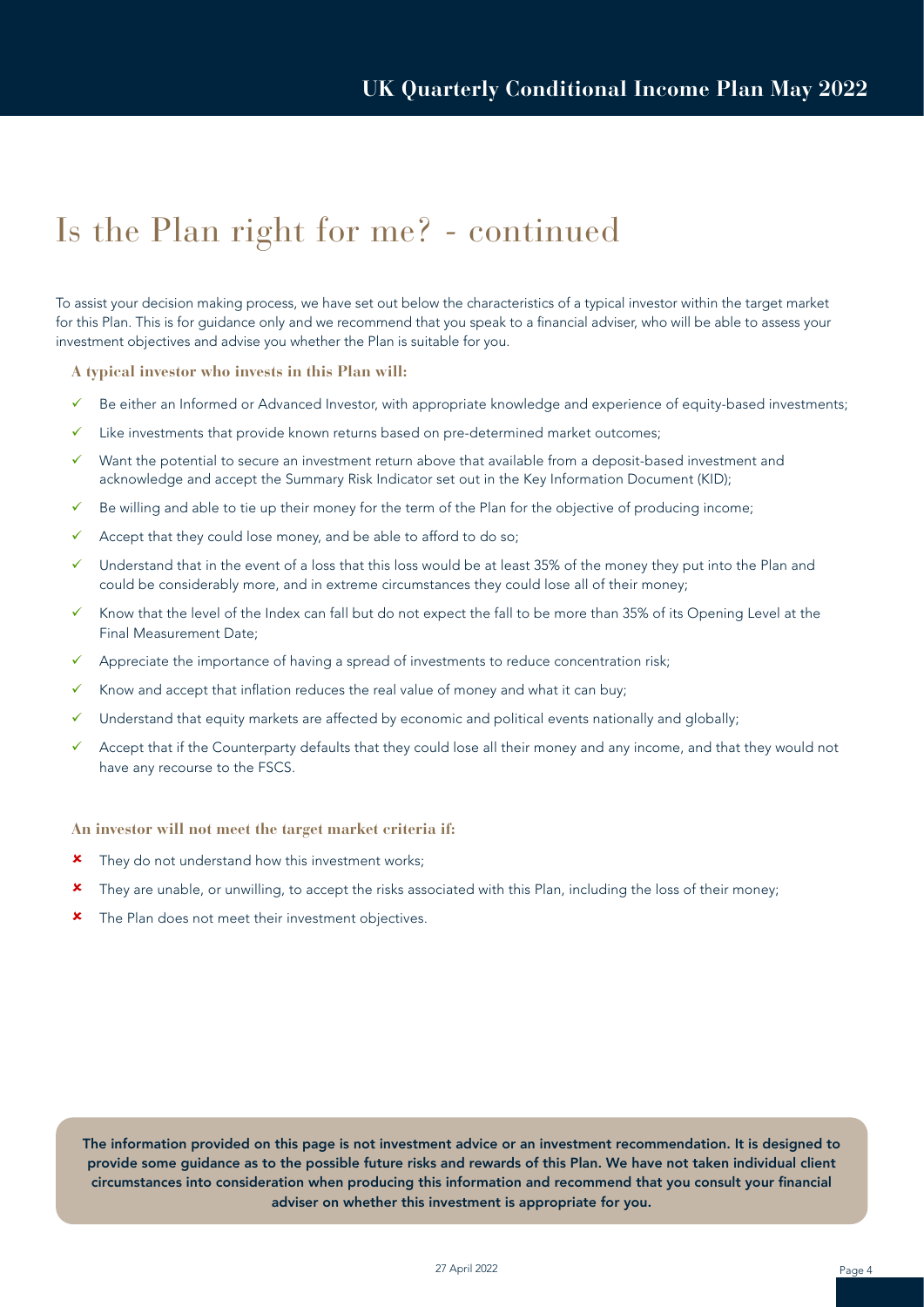# Is the Plan right for me? - continued

To assist your decision making process, we have set out below the characteristics of a typical investor within the target market for this Plan. This is for guidance only and we recommend that you speak to a financial adviser, who will be able to assess your investment objectives and advise you whether the Plan is suitable for you.

**A typical investor who invests in this Plan will:**

- ✓ Be either an Informed or Advanced Investor, with appropriate knowledge and experience of equity-based investments;
- ✓ Like investments that provide known returns based on pre-determined market outcomes;
- ✓ Want the potential to secure an investment return above that available from a deposit-based investment and acknowledge and accept the Summary Risk Indicator set out in the Key Information Document (KID);
- ✓ Be willing and able to tie up their money for the term of the Plan for the objective of producing income;
- ✓ Accept that they could lose money, and be able to afford to do so;
- ✓ Understand that in the event of a loss that this loss would be at least 35% of the money they put into the Plan and could be considerably more, and in extreme circumstances they could lose all of their money;
- ✓ Know that the level of the Index can fall but do not expect the fall to be more than 35% of its Opening Level at the Final Measurement Date;
- ✓ Appreciate the importance of having a spread of investments to reduce concentration risk;
- ✓ Know and accept that inflation reduces the real value of money and what it can buy;
- ✓ Understand that equity markets are affected by economic and political events nationally and globally;
- ✓ Accept that if the Counterparty defaults that they could lose all their money and any income, and that they would not have any recourse to the FSCS.

**An investor will not meet the target market criteria if:**

- ✘ They do not understand how this investment works;
- ✘ They are unable, or unwilling, to accept the risks associated with this Plan, including the loss of their money;
- ✘ The Plan does not meet their investment objectives.

**The information provided on this page is not investment advice or an investment recommendation. It is designed to provide some guidance as to the possible future risks and rewards of this Plan. We have not taken individual client circumstances into consideration when producing this information and recommend that you consult your financial adviser on whether this investment is appropriate for you.**

27 April 2022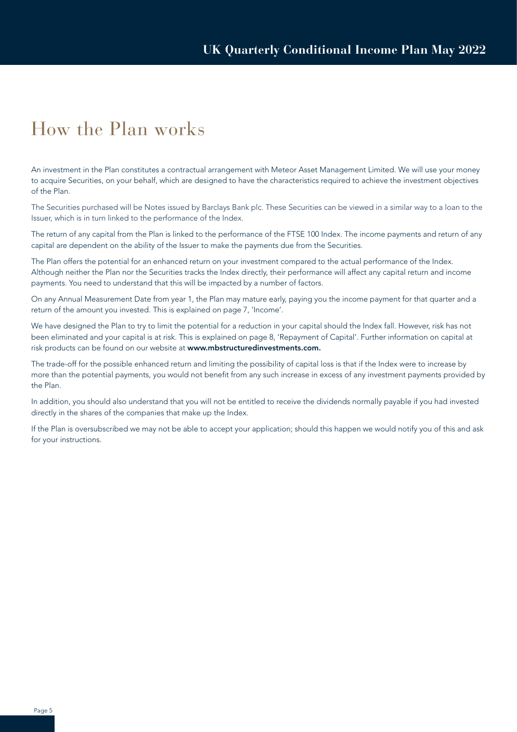# How the Plan works

An investment in the Plan constitutes a contractual arrangement with Meteor Asset Management Limited. We will use your money to acquire Securities, on your behalf, which are designed to have the characteristics required to achieve the investment objectives of the Plan.

The Securities purchased will be Notes issued by Barclays Bank plc. These Securities can be viewed in a similar way to a loan to the Issuer, which is in turn linked to the performance of the Index.

The return of any capital from the Plan is linked to the performance of the FTSE 100 Index. The income payments and return of any capital are dependent on the ability of the Issuer to make the payments due from the Securities.

The Plan offers the potential for an enhanced return on your investment compared to the actual performance of the Index. Although neither the Plan nor the Securities tracks the Index directly, their performance will affect any capital return and income payments. You need to understand that this will be impacted by a number of factors.

On any Annual Measurement Date from year 1, the Plan may mature early, paying you the income payment for that quarter and a return of the amount you invested. This is explained on page 7, 'Income'.

We have designed the Plan to try to limit the potential for a reduction in your capital should the Index fall. However, risk has not been eliminated and your capital is at risk. This is explained on page 8, 'Repayment of Capital'. Further information on capital at risk products can be found on our website at **www.mbstructuredinvestments.com.**

The trade-off for the possible enhanced return and limiting the possibility of capital loss is that if the Index were to increase by more than the potential payments, you would not benefit from any such increase in excess of any investment payments provided by the Plan.

In addition, you should also understand that you will not be entitled to receive the dividends normally payable if you had invested directly in the shares of the companies that make up the Index.

If the Plan is oversubscribed we may not be able to accept your application; should this happen we would notify you of this and ask for your instructions.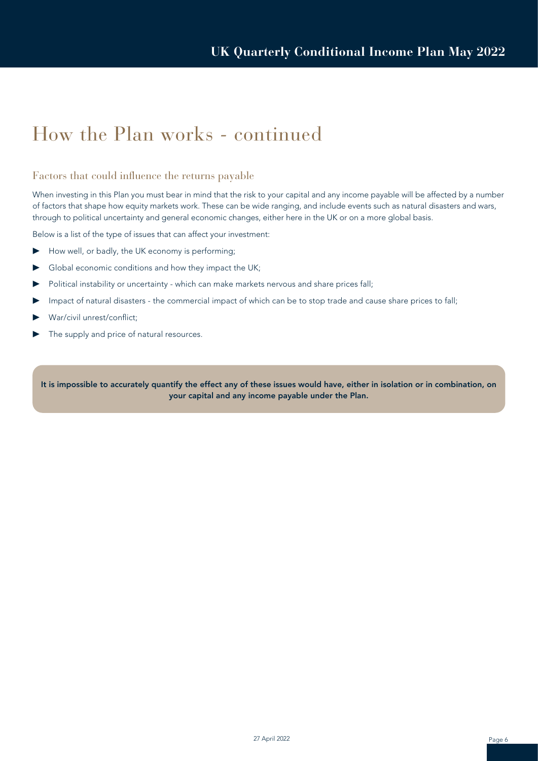# How the Plan works - continued

## Factors that could influence the returns payable

When investing in this Plan you must bear in mind that the risk to your capital and any income payable will be affected by a number of factors that shape how equity markets work. These can be wide ranging, and include events such as natural disasters and wars, through to political uncertainty and general economic changes, either here in the UK or on a more global basis.

Below is a list of the type of issues that can affect your investment:

- How well, or badly, the UK economy is performing;
- Global economic conditions and how they impact the UK;
- Political instability or uncertainty - which can make markets nervous and share prices fall;
- Impact of natural disasters - the commercial impact of which can be to stop trade and cause share prices to fall;
- War/civil unrest/conflict;
- The supply and price of natural resources.

**It is impossible to accurately quantify the effect any of these issues would have, either in isolation or in combination, on your capital and any income payable under the Plan.**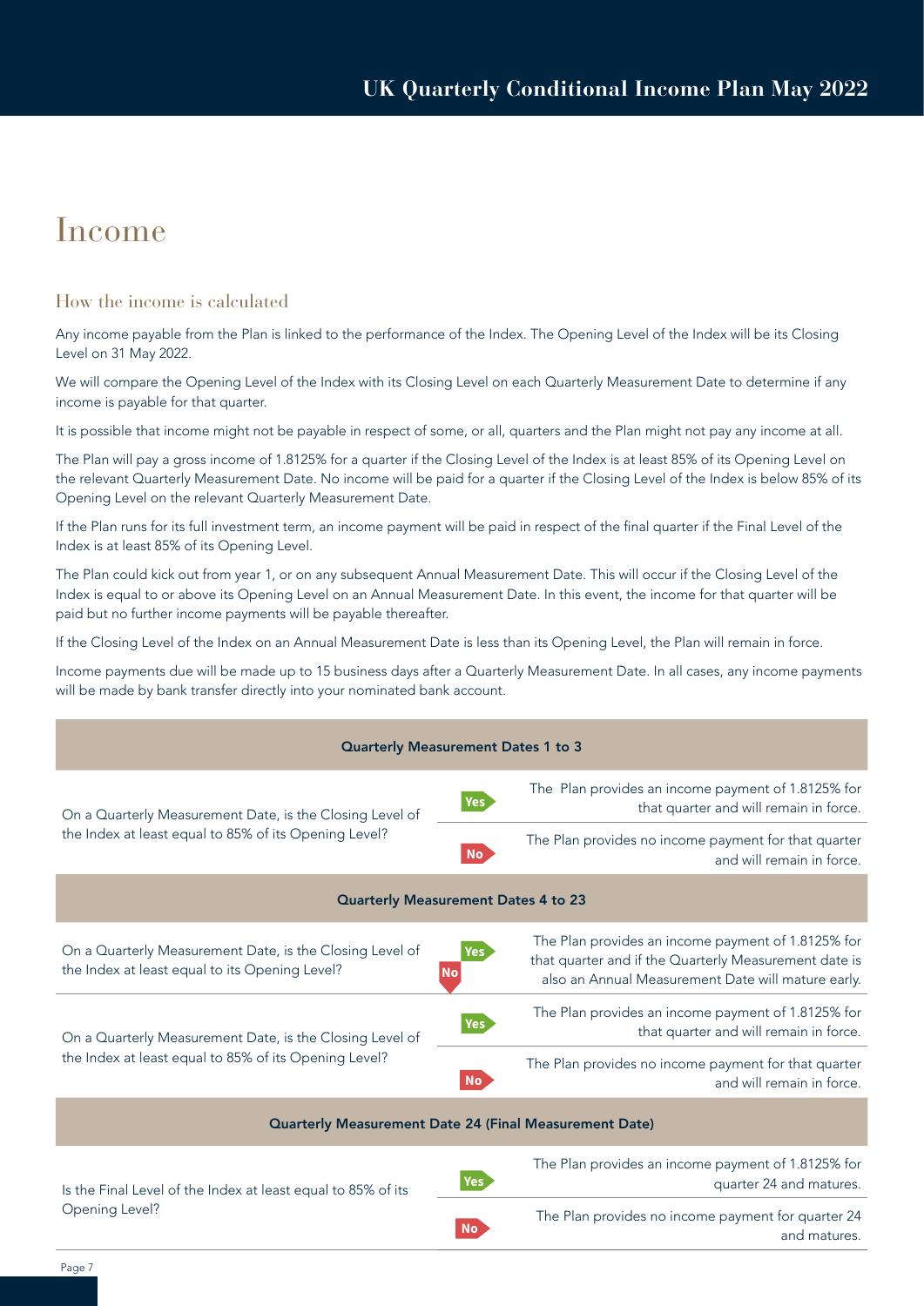# Income

## How the income is calculated

Any income payable from the Plan is linked to the performance of the Index. The Opening Level of the Index will be its Closing Level on 31 May 2022.

We will compare the Opening Level of the Index with its Closing Level on each Quarterly Measurement Date to determine if any income is payable for that quarter.

It is possible that income might not be payable in respect of some, or all, quarters and the Plan might not pay any income at all.

The Plan will pay a gross income of 1.8125% for a quarter if the Closing Level of the Index is at least 85% of its Opening Level on the relevant Quarterly Measurement Date. No income will be paid for a quarter if the Closing Level of the Index is below 85% of its Opening Level on the relevant Quarterly Measurement Date.

If the Plan runs for its full investment term, an income payment will be paid in respect of the final quarter if the Final Level of the Index is at least 85% of its Opening Level.

The Plan could kick out from year 1, or on any subsequent Annual Measurement Date. This will occur if the Closing Level of the Index is equal to or above its Opening Level on an Annual Measurement Date. In this event, the income for that quarter will be paid but no further income payments will be payable thereafter.

If the Closing Level of the Index on an Annual Measurement Date is less than its Opening Level, the Plan will remain in force.

Income payments due will be made up to 15 business days after a Quarterly Measurement Date. In all cases, any income payments will be made by bank transfer directly into your nominated bank account.

| Quarterly Measurement Dates 1 to 3 | | |
|---|---|---|
| On a Quarterly Measurement Date, is the Closing Level of the Index at least equal to 85% of its Opening Level? | Yes | The Plan provides an income payment of 1.8125% for that quarter and will remain in force. |
| | No | The Plan provides no income payment for that quarter and will remain in force. |
| **Quarterly Measurement Dates 4 to 23** | | |
| On a Quarterly Measurement Date, is the Closing Level of the Index at least equal to its Opening Level? | Yes | The Plan provides an income payment of 1.8125% for that quarter and if the Quarterly Measurement date is also an Annual Measurement Date will mature early. |
| | No | |
| On a Quarterly Measurement Date, is the Closing Level of the Index at least equal to 85% of its Opening Level? | Yes | The Plan provides an income payment of 1.8125% for that quarter and will remain in force. |
| | No | The Plan provides no income payment for that quarter and will remain in force. |
| **Quarterly Measurement Date 24 (Final Measurement Date)** | | |
| Is the Final Level of the Index at least equal to 85% of its Opening Level? | Yes | The Plan provides an income payment of 1.8125% for quarter 24 and matures. |
| | No | The Plan provides no income payment for quarter 24 and matures. |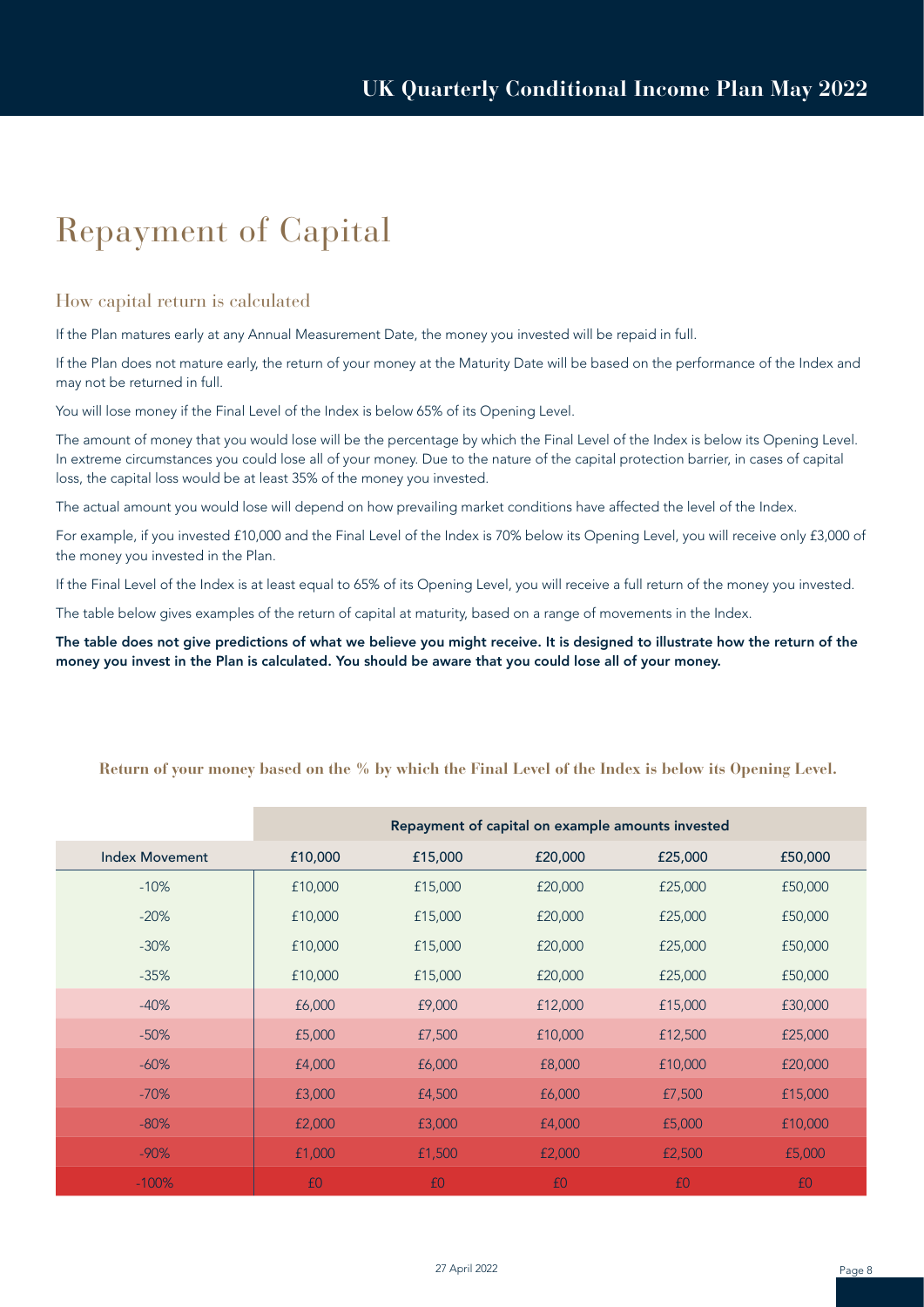# Repayment of Capital

## How capital return is calculated

If the Plan matures early at any Annual Measurement Date, the money you invested will be repaid in full.

If the Plan does not mature early, the return of your money at the Maturity Date will be based on the performance of the Index and may not be returned in full.

You will lose money if the Final Level of the Index is below 65% of its Opening Level.

The amount of money that you would lose will be the percentage by which the Final Level of the Index is below its Opening Level. In extreme circumstances you could lose all of your money. Due to the nature of the capital protection barrier, in cases of capital loss, the capital loss would be at least 35% of the money you invested.

The actual amount you would lose will depend on how prevailing market conditions have affected the level of the Index.

For example, if you invested £10,000 and the Final Level of the Index is 70% below its Opening Level, you will receive only £3,000 of the money you invested in the Plan.

If the Final Level of the Index is at least equal to 65% of its Opening Level, you will receive a full return of the money you invested.

The table below gives examples of the return of capital at maturity, based on a range of movements in the Index.

**The table does not give predictions of what we believe you might receive. It is designed to illustrate how the return of the money you invest in the Plan is calculated. You should be aware that you could lose all of your money.**

**Return of your money based on the % by which the Final Level of the Index is below its Opening Level.**

| | Repayment of capital on example amounts invested | | | | |
|---|---|---|---|---|---|
| Index Movement | £10,000 | £15,000 | £20,000 | £25,000 | £50,000 |
| -10% | £10,000 | £15,000 | £20,000 | £25,000 | £50,000 |
| -20% | £10,000 | £15,000 | £20,000 | £25,000 | £50,000 |
| -30% | £10,000 | £15,000 | £20,000 | £25,000 | £50,000 |
| -35% | £10,000 | £15,000 | £20,000 | £25,000 | £50,000 |
| -40% | £6,000 | £9,000 | £12,000 | £15,000 | £30,000 |
| -50% | £5,000 | £7,500 | £10,000 | £12,500 | £25,000 |
| -60% | £4,000 | £6,000 | £8,000 | £10,000 | £20,000 |
| -70% | £3,000 | £4,500 | £6,000 | £7,500 | £15,000 |
| -80% | £2,000 | £3,000 | £4,000 | £5,000 | £10,000 |
| -90% | £1,000 | £1,500 | £2,000 | £2,500 | £5,000 |
| -100% | £0 | £0 | £0 | £0 | £0 |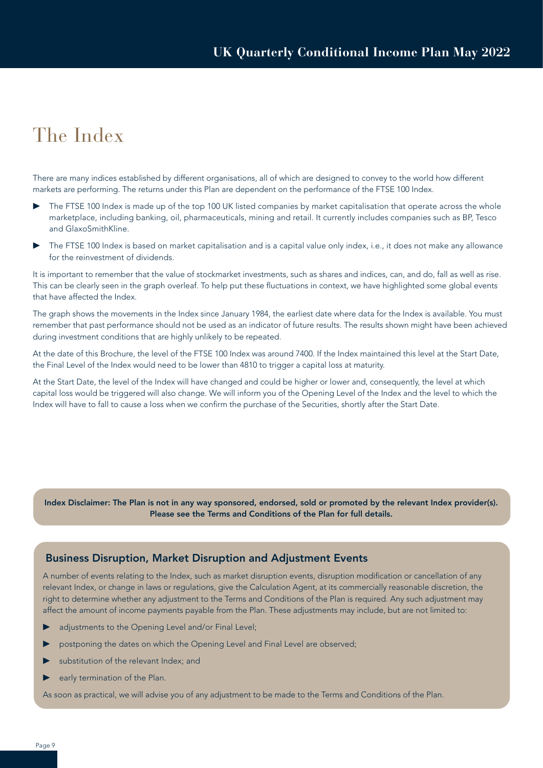# The Index

There are many indices established by different organisations, all of which are designed to convey to the world how different markets are performing. The returns under this Plan are dependent on the performance of the FTSE 100 Index.

- The FTSE 100 Index is made up of the top 100 UK listed companies by market capitalisation that operate across the whole marketplace, including banking, oil, pharmaceuticals, mining and retail. It currently includes companies such as BP, Tesco and GlaxoSmithKline.
- The FTSE 100 Index is based on market capitalisation and is a capital value only index, i.e., it does not make any allowance for the reinvestment of dividends.

It is important to remember that the value of stockmarket investments, such as shares and indices, can, and do, fall as well as rise. This can be clearly seen in the graph overleaf. To help put these fluctuations in context, we have highlighted some global events that have affected the Index.

The graph shows the movements in the Index since January 1984, the earliest date where data for the Index is available. You must remember that past performance should not be used as an indicator of future results. The results shown might have been achieved during investment conditions that are highly unlikely to be repeated.

At the date of this Brochure, the level of the FTSE 100 Index was around 7400. If the Index maintained this level at the Start Date, the Final Level of the Index would need to be lower than 4810 to trigger a capital loss at maturity.

At the Start Date, the level of the Index will have changed and could be higher or lower and, consequently, the level at which capital loss would be triggered will also change. We will inform you of the Opening Level of the Index and the level to which the Index will have to fall to cause a loss when we confirm the purchase of the Securities, shortly after the Start Date.

**Index Disclaimer: The Plan is not in any way sponsored, endorsed, sold or promoted by the relevant Index provider(s). Please see the Terms and Conditions of the Plan for full details.**

## Business Disruption, Market Disruption and Adjustment Events

A number of events relating to the Index, such as market disruption events, disruption modification or cancellation of any relevant Index, or change in laws or regulations, give the Calculation Agent, at its commercially reasonable discretion, the right to determine whether any adjustment to the Terms and Conditions of the Plan is required. Any such adjustment may affect the amount of income payments payable from the Plan. These adjustments may include, but are not limited to:

- adjustments to the Opening Level and/or Final Level;
- postponing the dates on which the Opening Level and Final Level are observed;
- substitution of the relevant Index; and
- early termination of the Plan.

As soon as practical, we will advise you of any adjustment to be made to the Terms and Conditions of the Plan.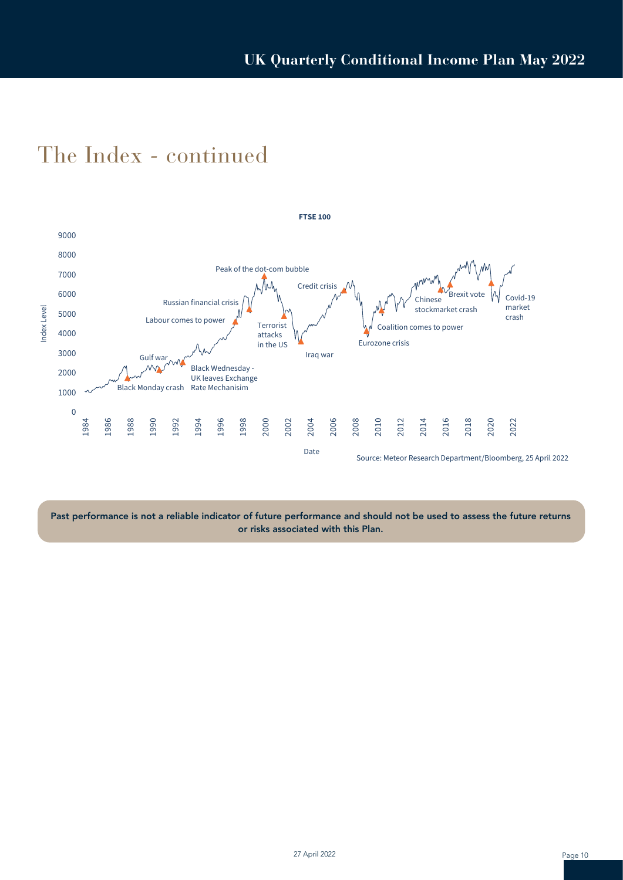# The Index - continued

**FTSE 100**

Peak of the dot-com bubble

Credit crisis

Russian financial crisis

Labour comes to power

Terrorist attacks in the US

Gulf war

Black Wednesday - UK leaves Exchange Rate Mechanisim

Black Monday crash

Iraq war

Eurozone crisis

Coalition comes to power

Chinese stockmarket crash

Brexit vote

Covid-19 market crash

Index Level

Date

Source: Meteor Research Department/Bloomberg, 25 April 2022

**Past performance is not a reliable indicator of future performance and should not be used to assess the future returns or risks associated with this Plan.**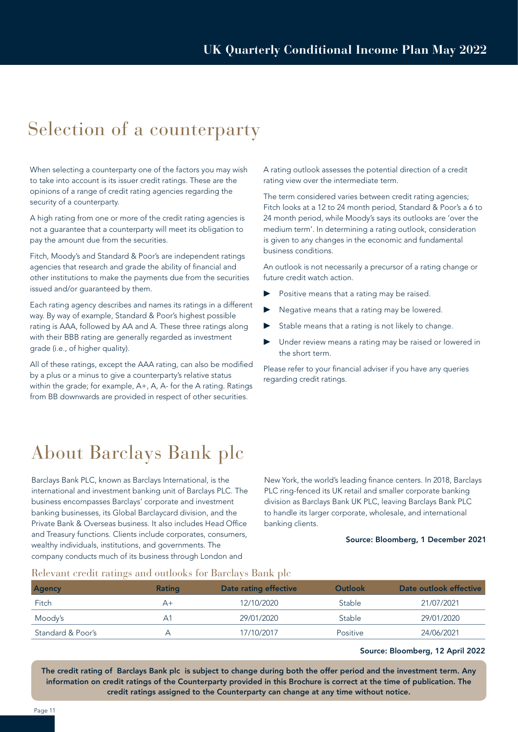# Selection of a counterparty

When selecting a counterparty one of the factors you may wish to take into account is its issuer credit ratings. These are the opinions of a range of credit rating agencies regarding the security of a counterparty.

A high rating from one or more of the credit rating agencies is not a guarantee that a counterparty will meet its obligation to pay the amount due from the securities.

Fitch, Moody's and Standard & Poor's are independent ratings agencies that research and grade the ability of financial and other institutions to make the payments due from the securities issued and/or guaranteed by them.

Each rating agency describes and names its ratings in a different way. By way of example, Standard & Poor's highest possible rating is AAA, followed by AA and A. These three ratings along with their BBB rating are generally regarded as investment grade (i.e., of higher quality).

All of these ratings, except the AAA rating, can also be modified by a plus or a minus to give a counterparty's relative status within the grade; for example, A+, A, A- for the A rating. Ratings from BB downwards are provided in respect of other securities.

A rating outlook assesses the potential direction of a credit rating view over the intermediate term.

The term considered varies between credit rating agencies; Fitch looks at a 12 to 24 month period, Standard & Poor's a 6 to 24 month period, while Moody's says its outlooks are 'over the medium term'. In determining a rating outlook, consideration is given to any changes in the economic and fundamental business conditions.

An outlook is not necessarily a precursor of a rating change or future credit watch action.

- Positive means that a rating may be raised.
- Negative means that a rating may be lowered.
- Stable means that a rating is not likely to change.
- Under review means a rating may be raised or lowered in the short term.

Please refer to your financial adviser if you have any queries regarding credit ratings.

# About Barclays Bank plc

Barclays Bank PLC, known as Barclays International, is the international and investment banking unit of Barclays PLC. The business encompasses Barclays' corporate and investment banking businesses, its Global Barclaycard division, and the Private Bank & Overseas business. It also includes Head Office and Treasury functions. Clients include corporates, consumers, wealthy individuals, institutions, and governments. The company conducts much of its business through London and New York, the world's leading finance centers. In 2018, Barclays PLC ring-fenced its UK retail and smaller corporate banking division as Barclays Bank UK PLC, leaving Barclays Bank PLC to handle its larger corporate, wholesale, and international banking clients.

**Source: Bloomberg, 1 December 2021**

## Relevant credit ratings and outlooks for Barclays Bank plc

| Agency | Rating | Date rating effective | Outlook | Date outlook effective |
|---|---|---|---|---|
| Fitch | A+ | 12/10/2020 | Stable | 21/07/2021 |
| Moody's | A1 | 29/01/2020 | Stable | 29/01/2020 |
| Standard & Poor's | A | 17/10/2017 | Positive | 24/06/2021 |

**Source: Bloomberg, 12 April 2022**

**The credit rating of Barclays Bank plc is subject to change during both the offer period and the investment term. Any information on credit ratings of the Counterparty provided in this Brochure is correct at the time of publication. The credit ratings assigned to the Counterparty can change at any time without notice.**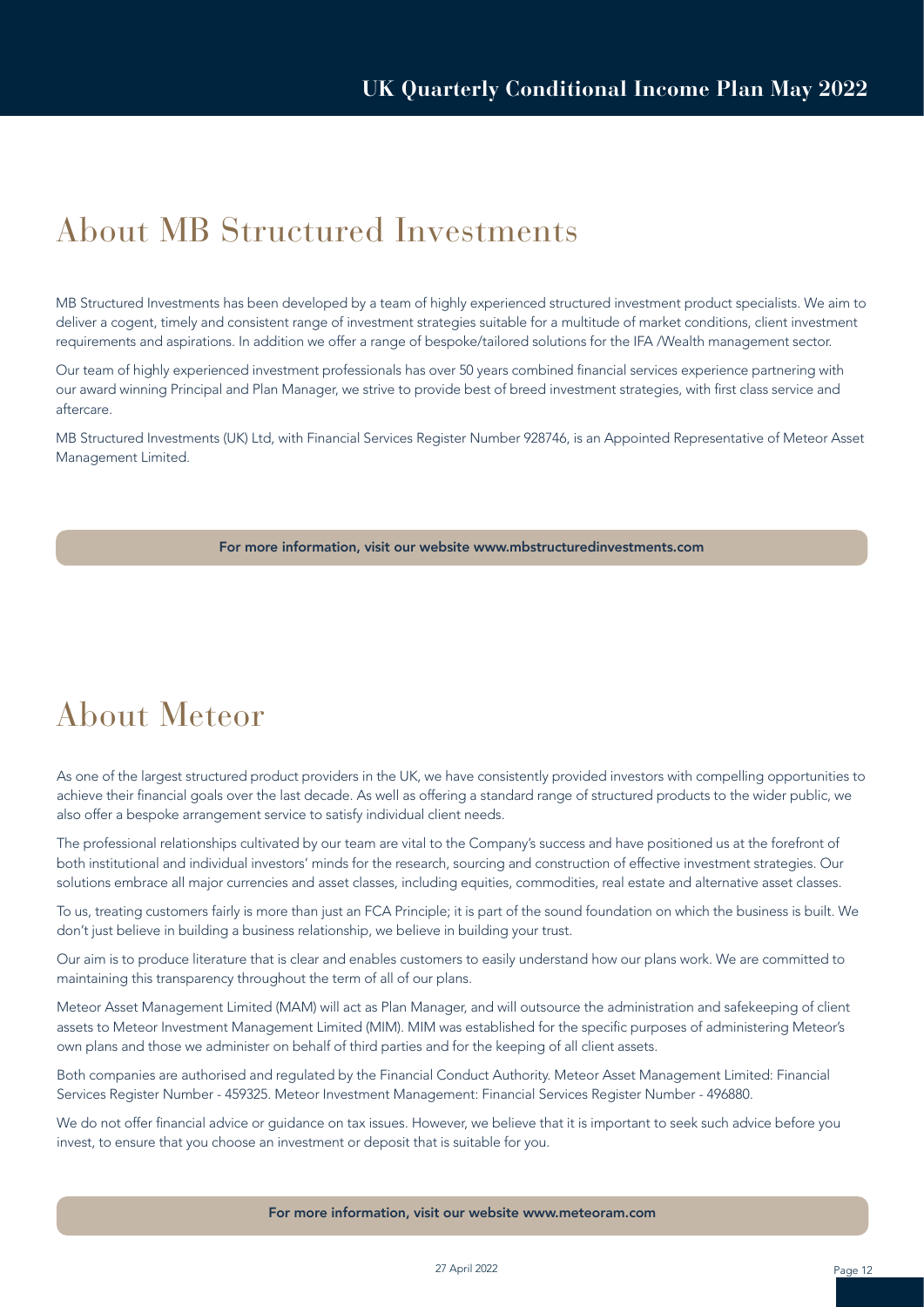# About MB Structured Investments

MB Structured Investments has been developed by a team of highly experienced structured investment product specialists. We aim to deliver a cogent, timely and consistent range of investment strategies suitable for a multitude of market conditions, client investment requirements and aspirations. In addition we offer a range of bespoke/tailored solutions for the IFA /Wealth management sector.

Our team of highly experienced investment professionals has over 50 years combined financial services experience partnering with our award winning Principal and Plan Manager, we strive to provide best of breed investment strategies, with first class service and aftercare.

MB Structured Investments (UK) Ltd, with Financial Services Register Number 928746, is an Appointed Representative of Meteor Asset Management Limited.

**For more information, visit our website www.mbstructuredinvestments.com**

# About Meteor

As one of the largest structured product providers in the UK, we have consistently provided investors with compelling opportunities to achieve their financial goals over the last decade. As well as offering a standard range of structured products to the wider public, we also offer a bespoke arrangement service to satisfy individual client needs.

The professional relationships cultivated by our team are vital to the Company's success and have positioned us at the forefront of both institutional and individual investors' minds for the research, sourcing and construction of effective investment strategies. Our solutions embrace all major currencies and asset classes, including equities, commodities, real estate and alternative asset classes.

To us, treating customers fairly is more than just an FCA Principle; it is part of the sound foundation on which the business is built. We don't just believe in building a business relationship, we believe in building your trust.

Our aim is to produce literature that is clear and enables customers to easily understand how our plans work. We are committed to maintaining this transparency throughout the term of all of our plans.

Meteor Asset Management Limited (MAM) will act as Plan Manager, and will outsource the administration and safekeeping of client assets to Meteor Investment Management Limited (MIM). MIM was established for the specific purposes of administering Meteor's own plans and those we administer on behalf of third parties and for the keeping of all client assets.

Both companies are authorised and regulated by the Financial Conduct Authority. Meteor Asset Management Limited: Financial Services Register Number - 459325. Meteor Investment Management: Financial Services Register Number - 496880.

We do not offer financial advice or guidance on tax issues. However, we believe that it is important to seek such advice before you invest, to ensure that you choose an investment or deposit that is suitable for you.

**For more information, visit our website www.meteoram.com**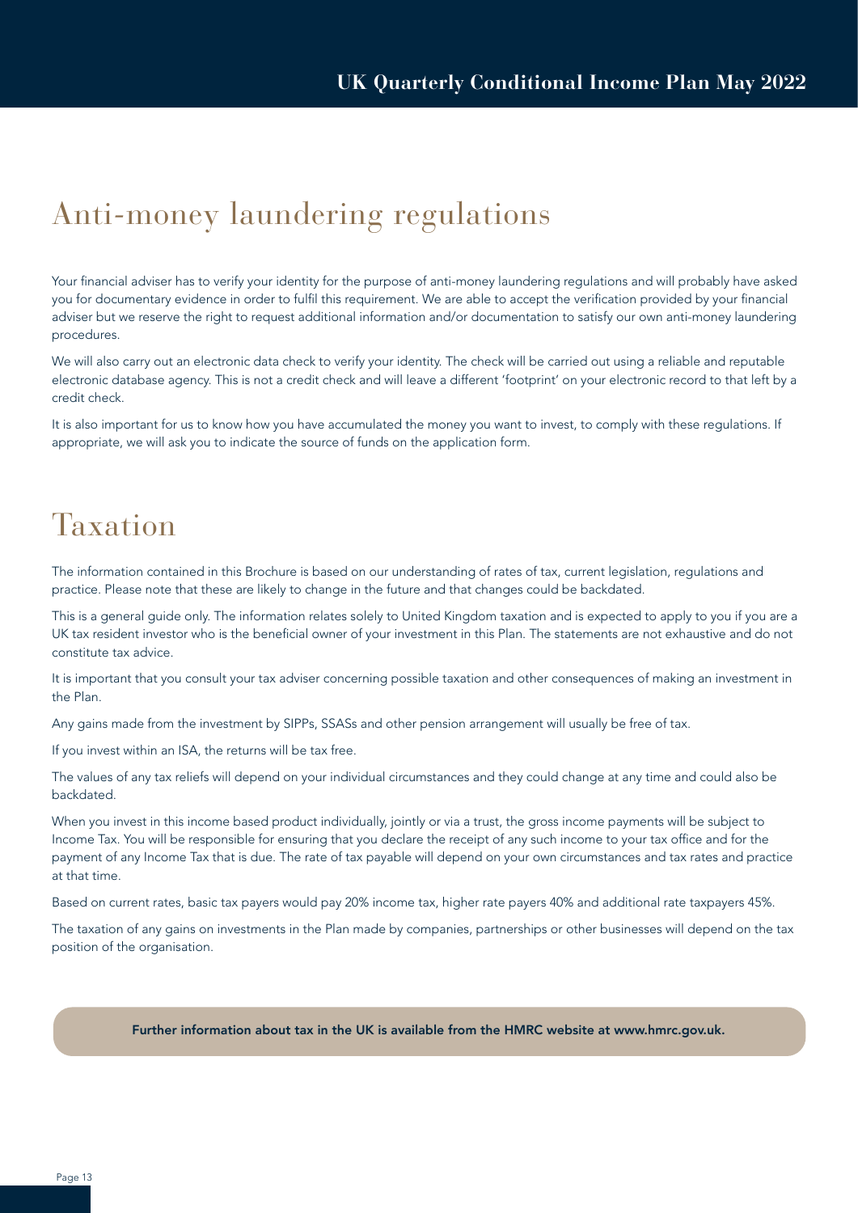# Anti-money laundering regulations

Your financial adviser has to verify your identity for the purpose of anti-money laundering regulations and will probably have asked you for documentary evidence in order to fulfil this requirement. We are able to accept the verification provided by your financial adviser but we reserve the right to request additional information and/or documentation to satisfy our own anti-money laundering procedures.

We will also carry out an electronic data check to verify your identity. The check will be carried out using a reliable and reputable electronic database agency. This is not a credit check and will leave a different 'footprint' on your electronic record to that left by a credit check.

It is also important for us to know how you have accumulated the money you want to invest, to comply with these regulations. If appropriate, we will ask you to indicate the source of funds on the application form.

# Taxation

The information contained in this Brochure is based on our understanding of rates of tax, current legislation, regulations and practice. Please note that these are likely to change in the future and that changes could be backdated.

This is a general guide only. The information relates solely to United Kingdom taxation and is expected to apply to you if you are a UK tax resident investor who is the beneficial owner of your investment in this Plan. The statements are not exhaustive and do not constitute tax advice.

It is important that you consult your tax adviser concerning possible taxation and other consequences of making an investment in the Plan.

Any gains made from the investment by SIPPs, SSASs and other pension arrangement will usually be free of tax.

If you invest within an ISA, the returns will be tax free.

The values of any tax reliefs will depend on your individual circumstances and they could change at any time and could also be backdated.

When you invest in this income based product individually, jointly or via a trust, the gross income payments will be subject to Income Tax. You will be responsible for ensuring that you declare the receipt of any such income to your tax office and for the payment of any Income Tax that is due. The rate of tax payable will depend on your own circumstances and tax rates and practice at that time.

Based on current rates, basic tax payers would pay 20% income tax, higher rate payers 40% and additional rate taxpayers 45%.

The taxation of any gains on investments in the Plan made by companies, partnerships or other businesses will depend on the tax position of the organisation.

**Further information about tax in the UK is available from the HMRC website at www.hmrc.gov.uk.**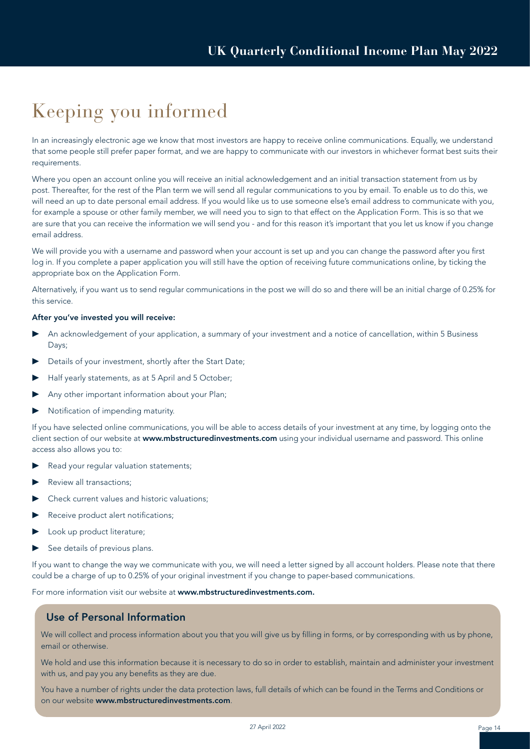# Keeping you informed

In an increasingly electronic age we know that most investors are happy to receive online communications. Equally, we understand that some people still prefer paper format, and we are happy to communicate with our investors in whichever format best suits their requirements.

Where you open an account online you will receive an initial acknowledgement and an initial transaction statement from us by post. Thereafter, for the rest of the Plan term we will send all regular communications to you by email. To enable us to do this, we will need an up to date personal email address. If you would like us to use someone else's email address to communicate with you, for example a spouse or other family member, we will need you to sign to that effect on the Application Form. This is so that we are sure that you can receive the information we will send you - and for this reason it's important that you let us know if you change email address.

We will provide you with a username and password when your account is set up and you can change the password after you first log in. If you complete a paper application you will still have the option of receiving future communications online, by ticking the appropriate box on the Application Form.

Alternatively, if you want us to send regular communications in the post we will do so and there will be an initial charge of 0.25% for this service.

**After you've invested you will receive:**

- An acknowledgement of your application, a summary of your investment and a notice of cancellation, within 5 Business Days;
- Details of your investment, shortly after the Start Date;
- Half yearly statements, as at 5 April and 5 October;
- Any other important information about your Plan;
- Notification of impending maturity.

If you have selected online communications, you will be able to access details of your investment at any time, by logging onto the client section of our website at **www.mbstructuredinvestments.com** using your individual username and password. This online access also allows you to:

- Read your regular valuation statements;
- Review all transactions;
- Check current values and historic valuations;
- Receive product alert notifications;
- Look up product literature;
- See details of previous plans.

If you want to change the way we communicate with you, we will need a letter signed by all account holders. Please note that there could be a charge of up to 0.25% of your original investment if you change to paper-based communications.

For more information visit our website at **www.mbstructuredinvestments.com.**

## Use of Personal Information

We will collect and process information about you that you will give us by filling in forms, or by corresponding with us by phone, email or otherwise.

We hold and use this information because it is necessary to do so in order to establish, maintain and administer your investment with us, and pay you any benefits as they are due.

You have a number of rights under the data protection laws, full details of which can be found in the Terms and Conditions or on our website **www.mbstructuredinvestments.com**.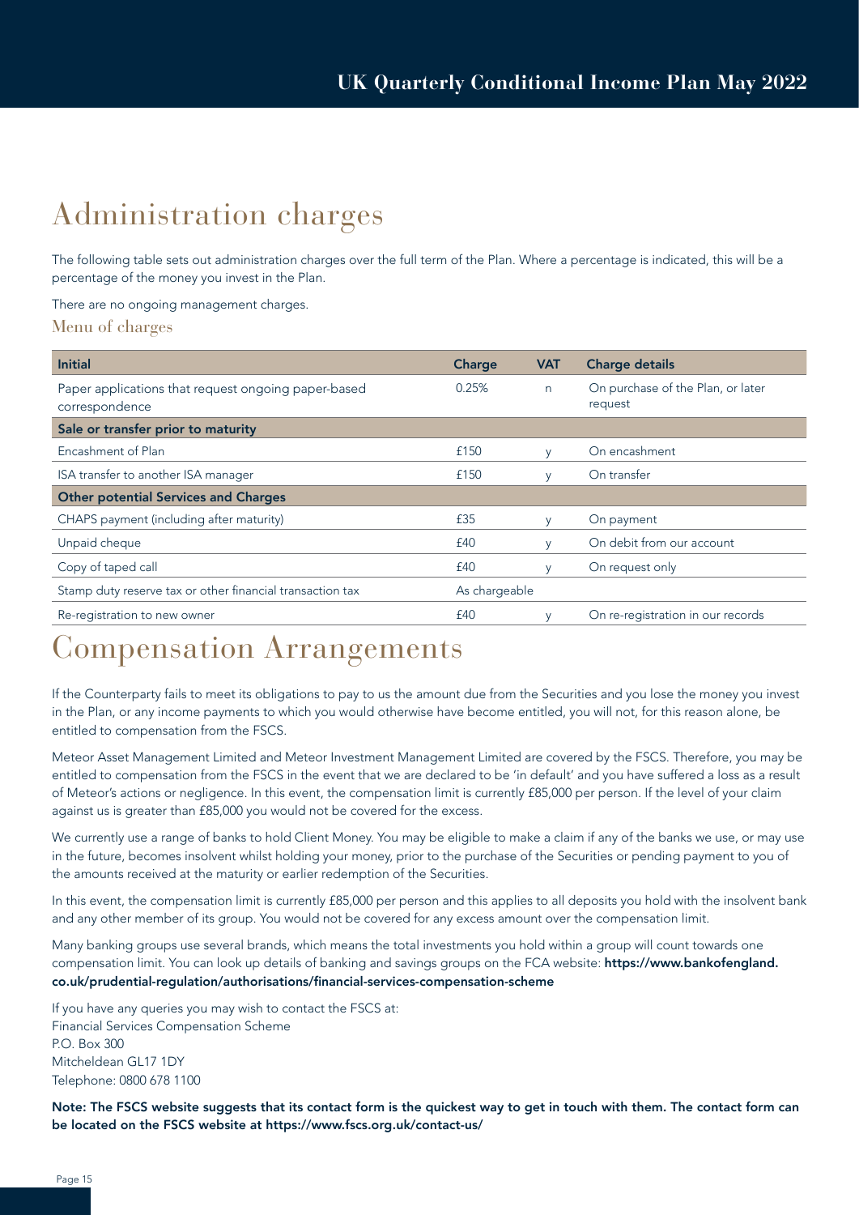# Administration charges

The following table sets out administration charges over the full term of the Plan. Where a percentage is indicated, this will be a percentage of the money you invest in the Plan.

There are no ongoing management charges.

## Menu of charges

| Initial | Charge | VAT | Charge details |
|---|---|---|---|
| Paper applications that request ongoing paper-based correspondence | 0.25% | n | On purchase of the Plan, or later request |
| **Sale or transfer prior to maturity** | | | |
| Encashment of Plan | £150 | y | On encashment |
| ISA transfer to another ISA manager | £150 | y | On transfer |
| **Other potential Services and Charges** | | | |
| CHAPS payment (including after maturity) | £35 | y | On payment |
| Unpaid cheque | £40 | y | On debit from our account |
| Copy of taped call | £40 | y | On request only |
| Stamp duty reserve tax or other financial transaction tax | As chargeable | | |
| Re-registration to new owner | £40 | y | On re-registration in our records |

# Compensation Arrangements

If the Counterparty fails to meet its obligations to pay to us the amount due from the Securities and you lose the money you invest in the Plan, or any income payments to which you would otherwise have become entitled, you will not, for this reason alone, be entitled to compensation from the FSCS.

Meteor Asset Management Limited and Meteor Investment Management Limited are covered by the FSCS. Therefore, you may be entitled to compensation from the FSCS in the event that we are declared to be 'in default' and you have suffered a loss as a result of Meteor's actions or negligence. In this event, the compensation limit is currently £85,000 per person. If the level of your claim against us is greater than £85,000 you would not be covered for the excess.

We currently use a range of banks to hold Client Money. You may be eligible to make a claim if any of the banks we use, or may use in the future, becomes insolvent whilst holding your money, prior to the purchase of the Securities or pending payment to you of the amounts received at the maturity or earlier redemption of the Securities.

In this event, the compensation limit is currently £85,000 per person and this applies to all deposits you hold with the insolvent bank and any other member of its group. You would not be covered for any excess amount over the compensation limit.

Many banking groups use several brands, which means the total investments you hold within a group will count towards one compensation limit. You can look up details of banking and savings groups on the FCA website: **https://www.bankofengland.co.uk/prudential-regulation/authorisations/financial-services-compensation-scheme**

If you have any queries you may wish to contact the FSCS at:
Financial Services Compensation Scheme
P.O. Box 300
Mitcheldean GL17 1DY
Telephone: 0800 678 1100

**Note: The FSCS website suggests that its contact form is the quickest way to get in touch with them. The contact form can be located on the FSCS website at https://www.fscs.org.uk/contact-us/**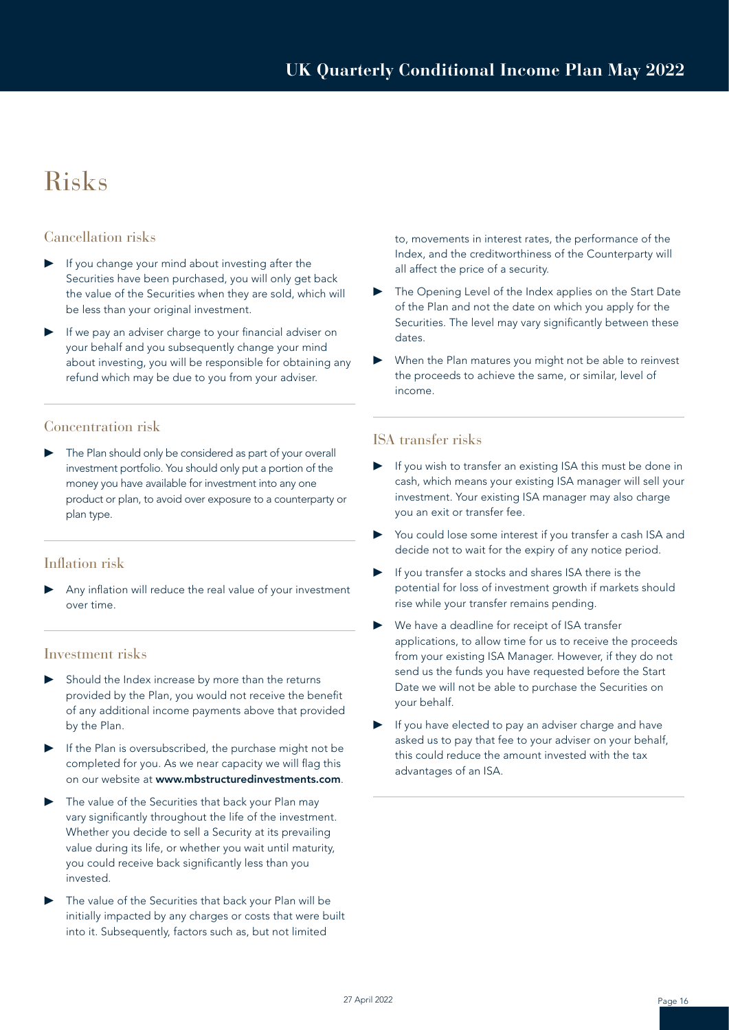# Risks

## Cancellation risks

- If you change your mind about investing after the Securities have been purchased, you will only get back the value of the Securities when they are sold, which will be less than your original investment.
- If we pay an adviser charge to your financial adviser on your behalf and you subsequently change your mind about investing, you will be responsible for obtaining any refund which may be due to you from your adviser.

## Concentration risk

- The Plan should only be considered as part of your overall investment portfolio. You should only put a portion of the money you have available for investment into any one product or plan, to avoid over exposure to a counterparty or plan type.

## Inflation risk

- Any inflation will reduce the real value of your investment over time.

## Investment risks

- Should the Index increase by more than the returns provided by the Plan, you would not receive the benefit of any additional income payments above that provided by the Plan.
- If the Plan is oversubscribed, the purchase might not be completed for you. As we near capacity we will flag this on our website at **www.mbstructuredinvestments.com**.
- The value of the Securities that back your Plan may vary significantly throughout the life of the investment. Whether you decide to sell a Security at its prevailing value during its life, or whether you wait until maturity, you could receive back significantly less than you invested.
- The value of the Securities that back your Plan will be initially impacted by any charges or costs that were built into it. Subsequently, factors such as, but not limited to, movements in interest rates, the performance of the Index, and the creditworthiness of the Counterparty will all affect the price of a security.
- The Opening Level of the Index applies on the Start Date of the Plan and not the date on which you apply for the Securities. The level may vary significantly between these dates.
- When the Plan matures you might not be able to reinvest the proceeds to achieve the same, or similar, level of income.

## ISA transfer risks

- If you wish to transfer an existing ISA this must be done in cash, which means your existing ISA manager will sell your investment. Your existing ISA manager may also charge you an exit or transfer fee.
- You could lose some interest if you transfer a cash ISA and decide not to wait for the expiry of any notice period.
- If you transfer a stocks and shares ISA there is the potential for loss of investment growth if markets should rise while your transfer remains pending.
- We have a deadline for receipt of ISA transfer applications, to allow time for us to receive the proceeds from your existing ISA Manager. However, if they do not send us the funds you have requested before the Start Date we will not be able to purchase the Securities on your behalf.
- If you have elected to pay an adviser charge and have asked us to pay that fee to your adviser on your behalf, this could reduce the amount invested with the tax advantages of an ISA.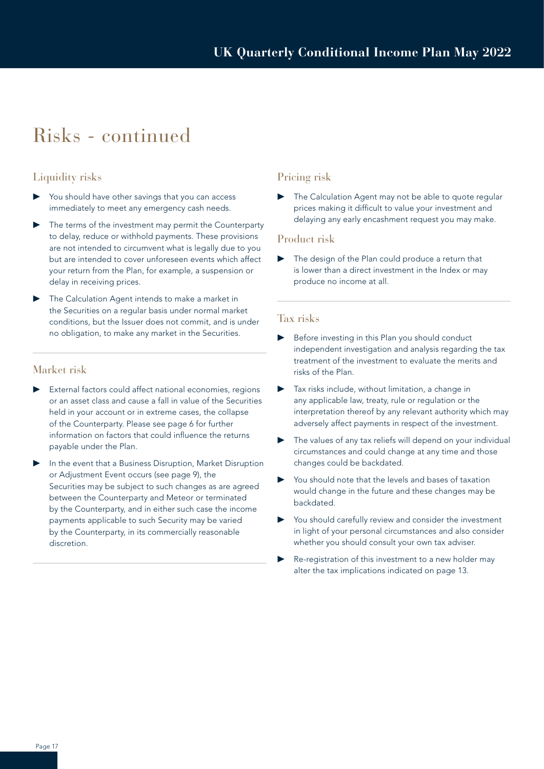# Risks - continued

## Liquidity risks

- You should have other savings that you can access immediately to meet any emergency cash needs.
- The terms of the investment may permit the Counterparty to delay, reduce or withhold payments. These provisions are not intended to circumvent what is legally due to you but are intended to cover unforeseen events which affect your return from the Plan, for example, a suspension or delay in receiving prices.
- The Calculation Agent intends to make a market in the Securities on a regular basis under normal market conditions, but the Issuer does not commit, and is under no obligation, to make any market in the Securities.

## Market risk

- External factors could affect national economies, regions or an asset class and cause a fall in value of the Securities held in your account or in extreme cases, the collapse of the Counterparty. Please see page 6 for further information on factors that could influence the returns payable under the Plan.
- In the event that a Business Disruption, Market Disruption or Adjustment Event occurs (see page 9), the Securities may be subject to such changes as are agreed between the Counterparty and Meteor or terminated by the Counterparty, and in either such case the income payments applicable to such Security may be varied by the Counterparty, in its commercially reasonable discretion.

## Pricing risk

- The Calculation Agent may not be able to quote regular prices making it difficult to value your investment and delaying any early encashment request you may make.

## Product risk

- The design of the Plan could produce a return that is lower than a direct investment in the Index or may produce no income at all.

## Tax risks

- Before investing in this Plan you should conduct independent investigation and analysis regarding the tax treatment of the investment to evaluate the merits and risks of the Plan.
- Tax risks include, without limitation, a change in any applicable law, treaty, rule or regulation or the interpretation thereof by any relevant authority which may adversely affect payments in respect of the investment.
- The values of any tax reliefs will depend on your individual circumstances and could change at any time and those changes could be backdated.
- You should note that the levels and bases of taxation would change in the future and these changes may be backdated.
- You should carefully review and consider the investment in light of your personal circumstances and also consider whether you should consult your own tax adviser.
- Re-registration of this investment to a new holder may alter the tax implications indicated on page 13.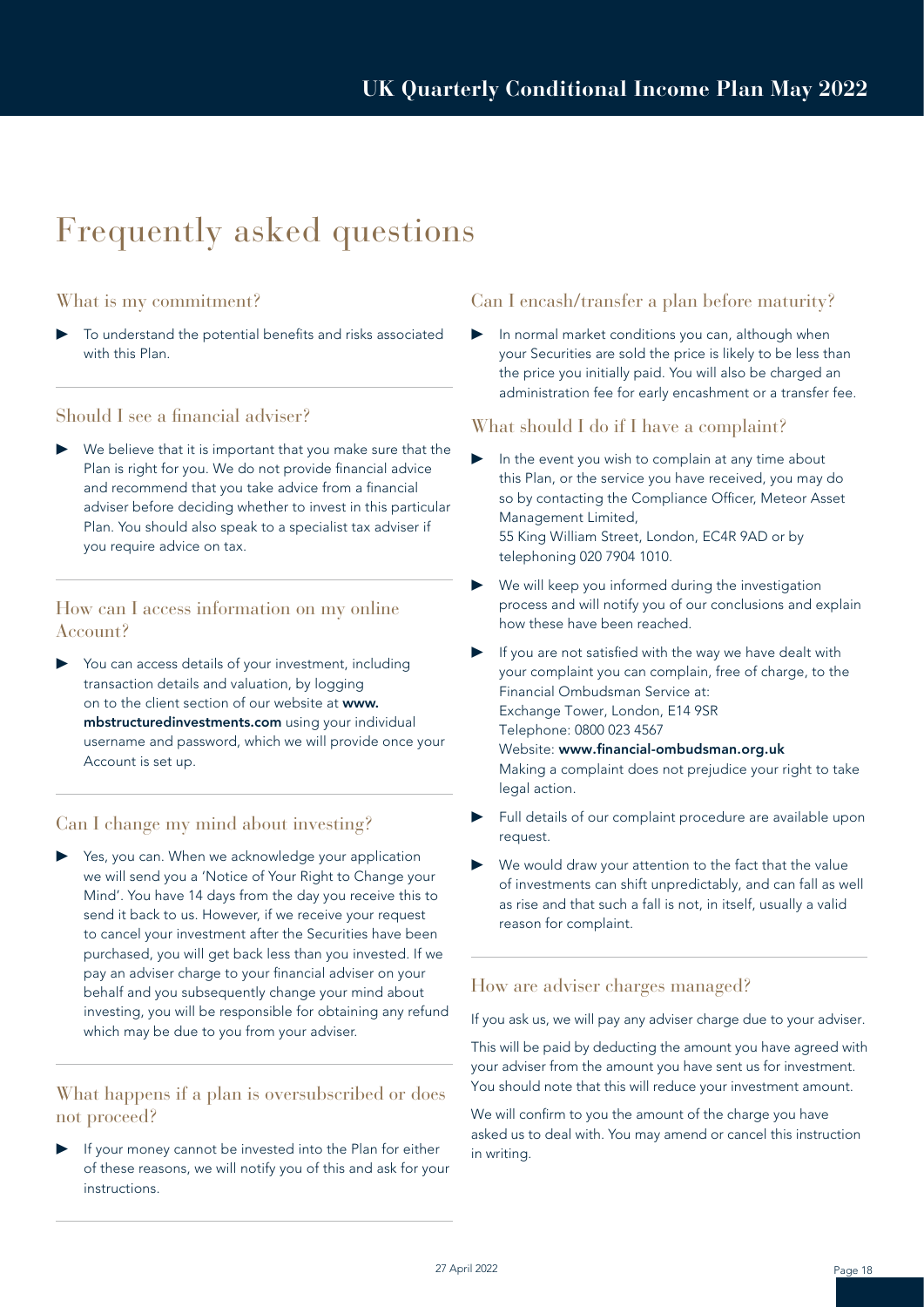# Frequently asked questions

## What is my commitment?

- To understand the potential benefits and risks associated with this Plan.

## Should I see a financial adviser?

- We believe that it is important that you make sure that the Plan is right for you. We do not provide financial advice and recommend that you take advice from a financial adviser before deciding whether to invest in this particular Plan. You should also speak to a specialist tax adviser if you require advice on tax.

## How can I access information on my online Account?

- You can access details of your investment, including transaction details and valuation, by logging on to the client section of our website at **www.mbstructuredinvestments.com** using your individual username and password, which we will provide once your Account is set up.

## Can I change my mind about investing?

- Yes, you can. When we acknowledge your application we will send you a 'Notice of Your Right to Change your Mind'. You have 14 days from the day you receive this to send it back to us. However, if we receive your request to cancel your investment after the Securities have been purchased, you will get back less than you invested. If we pay an adviser charge to your financial adviser on your behalf and you subsequently change your mind about investing, you will be responsible for obtaining any refund which may be due to you from your adviser.

## What happens if a plan is oversubscribed or does not proceed?

- If your money cannot be invested into the Plan for either of these reasons, we will notify you of this and ask for your instructions.

## Can I encash/transfer a plan before maturity?

- In normal market conditions you can, although when your Securities are sold the price is likely to be less than the price you initially paid. You will also be charged an administration fee for early encashment or a transfer fee.

## What should I do if I have a complaint?

- In the event you wish to complain at any time about this Plan, or the service you have received, you may do so by contacting the Compliance Officer, Meteor Asset Management Limited,
  55 King William Street, London, EC4R 9AD or by telephoning 020 7904 1010.
- We will keep you informed during the investigation process and will notify you of our conclusions and explain how these have been reached.
- If you are not satisfied with the way we have dealt with your complaint you can complain, free of charge, to the Financial Ombudsman Service at:
  Exchange Tower, London, E14 9SR
  Telephone: 0800 023 4567
  Website: **www.financial-ombudsman.org.uk**
  Making a complaint does not prejudice your right to take legal action.
- Full details of our complaint procedure are available upon request.
- We would draw your attention to the fact that the value of investments can shift unpredictably, and can fall as well as rise and that such a fall is not, in itself, usually a valid reason for complaint.

## How are adviser charges managed?

If you ask us, we will pay any adviser charge due to your adviser.

This will be paid by deducting the amount you have agreed with your adviser from the amount you have sent us for investment. You should note that this will reduce your investment amount.

We will confirm to you the amount of the charge you have asked us to deal with. You may amend or cancel this instruction in writing.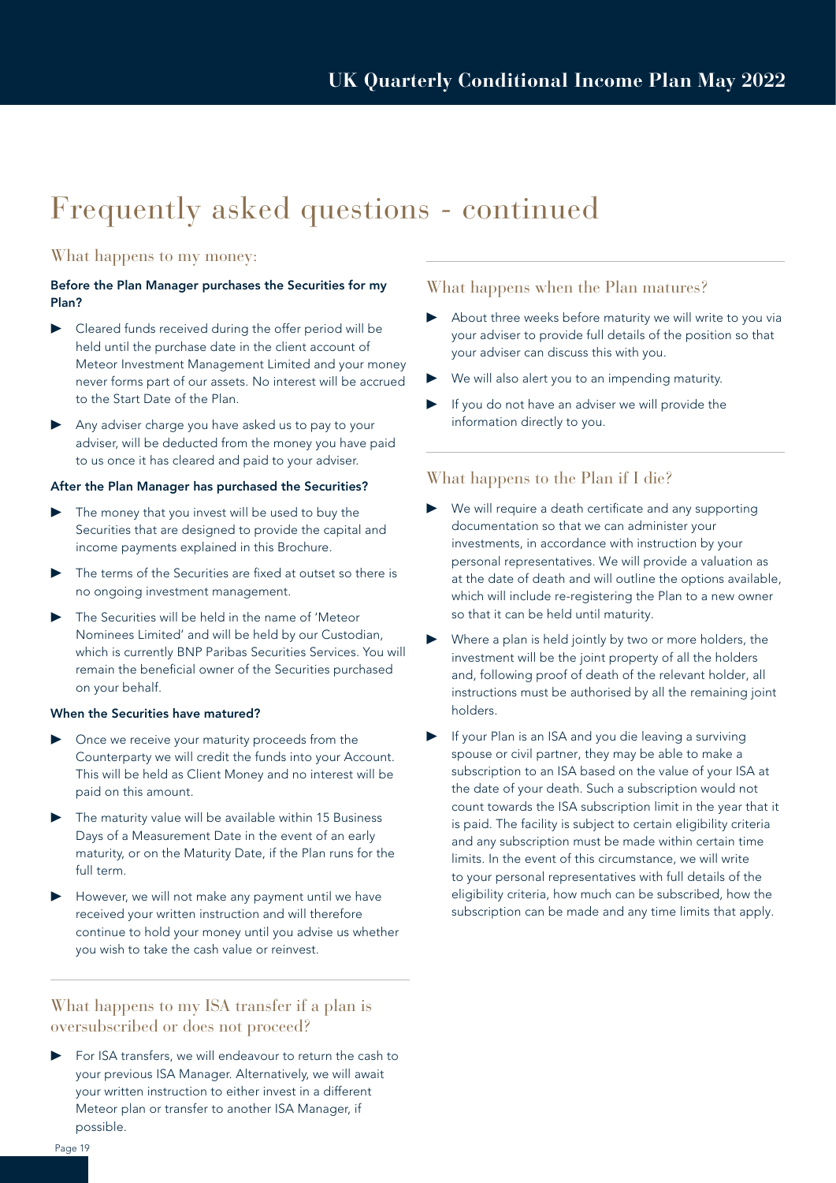# Frequently asked questions - continued

## What happens to my money:

### Before the Plan Manager purchases the Securities for my Plan?

- Cleared funds received during the offer period will be held until the purchase date in the client account of Meteor Investment Management Limited and your money never forms part of our assets. No interest will be accrued to the Start Date of the Plan.
- Any adviser charge you have asked us to pay to your adviser, will be deducted from the money you have paid to us once it has cleared and paid to your adviser.

### After the Plan Manager has purchased the Securities?

- The money that you invest will be used to buy the Securities that are designed to provide the capital and income payments explained in this Brochure.
- The terms of the Securities are fixed at outset so there is no ongoing investment management.
- The Securities will be held in the name of 'Meteor Nominees Limited' and will be held by our Custodian, which is currently BNP Paribas Securities Services. You will remain the beneficial owner of the Securities purchased on your behalf.

### When the Securities have matured?

- Once we receive your maturity proceeds from the Counterparty we will credit the funds into your Account. This will be held as Client Money and no interest will be paid on this amount.
- The maturity value will be available within 15 Business Days of a Measurement Date in the event of an early maturity, or on the Maturity Date, if the Plan runs for the full term.
- However, we will not make any payment until we have received your written instruction and will therefore continue to hold your money until you advise us whether you wish to take the cash value or reinvest.

## What happens to my ISA transfer if a plan is oversubscribed or does not proceed?

- For ISA transfers, we will endeavour to return the cash to your previous ISA Manager. Alternatively, we will await your written instruction to either invest in a different Meteor plan or transfer to another ISA Manager, if possible.

## What happens when the Plan matures?

- About three weeks before maturity we will write to you via your adviser to provide full details of the position so that your adviser can discuss this with you.
- We will also alert you to an impending maturity.
- If you do not have an adviser we will provide the information directly to you.

## What happens to the Plan if I die?

- We will require a death certificate and any supporting documentation so that we can administer your investments, in accordance with instruction by your personal representatives. We will provide a valuation as at the date of death and will outline the options available, which will include re-registering the Plan to a new owner so that it can be held until maturity.
- Where a plan is held jointly by two or more holders, the investment will be the joint property of all the holders and, following proof of death of the relevant holder, all instructions must be authorised by all the remaining joint holders.
- If your Plan is an ISA and you die leaving a surviving spouse or civil partner, they may be able to make a subscription to an ISA based on the value of your ISA at the date of your death. Such a subscription would not count towards the ISA subscription limit in the year that it is paid. The facility is subject to certain eligibility criteria and any subscription must be made within certain time limits. In the event of this circumstance, we will write to your personal representatives with full details of the eligibility criteria, how much can be subscribed, how the subscription can be made and any time limits that apply.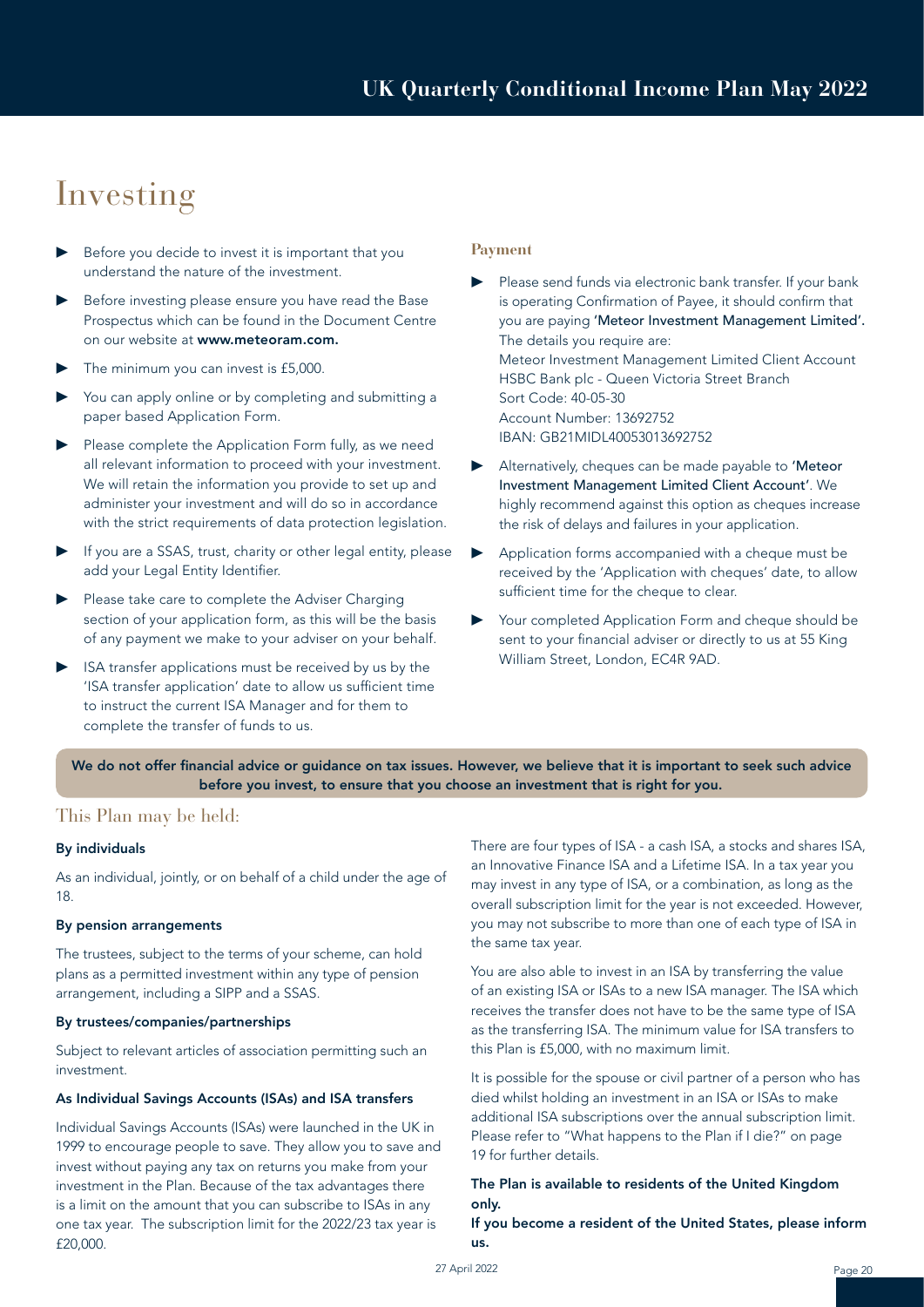# Investing

- Before you decide to invest it is important that you understand the nature of the investment.
- Before investing please ensure you have read the Base Prospectus which can be found in the Document Centre on our website at **www.meteoram.com.**
- The minimum you can invest is £5,000.
- You can apply online or by completing and submitting a paper based Application Form.
- Please complete the Application Form fully, as we need all relevant information to proceed with your investment. We will retain the information you provide to set up and administer your investment and will do so in accordance with the strict requirements of data protection legislation.
- If you are a SSAS, trust, charity or other legal entity, please add your Legal Entity Identifier.
- Please take care to complete the Adviser Charging section of your application form, as this will be the basis of any payment we make to your adviser on your behalf.
- ISA transfer applications must be received by us by the 'ISA transfer application' date to allow us sufficient time to instruct the current ISA Manager and for them to complete the transfer of funds to us.

### Payment

- Please send funds via electronic bank transfer. If your bank is operating Confirmation of Payee, it should confirm that you are paying **'Meteor Investment Management Limited'.** The details you require are:
  Meteor Investment Management Limited Client Account
  HSBC Bank plc - Queen Victoria Street Branch
  Sort Code: 40-05-30
  Account Number: 13692752
  IBAN: GB21MIDL40053013692752
- Alternatively, cheques can be made payable to **'Meteor Investment Management Limited Client Account'**. We highly recommend against this option as cheques increase the risk of delays and failures in your application.
- Application forms accompanied with a cheque must be received by the 'Application with cheques' date, to allow sufficient time for the cheque to clear.
- Your completed Application Form and cheque should be sent to your financial adviser or directly to us at 55 King William Street, London, EC4R 9AD.

**We do not offer financial advice or guidance on tax issues. However, we believe that it is important to seek such advice before you invest, to ensure that you choose an investment that is right for you.**

## This Plan may be held:

**By individuals**

As an individual, jointly, or on behalf of a child under the age of 18.

**By pension arrangements**

The trustees, subject to the terms of your scheme, can hold plans as a permitted investment within any type of pension arrangement, including a SIPP and a SSAS.

**By trustees/companies/partnerships**

Subject to relevant articles of association permitting such an investment.

**As Individual Savings Accounts (ISAs) and ISA transfers**

Individual Savings Accounts (ISAs) were launched in the UK in 1999 to encourage people to save. They allow you to save and invest without paying any tax on returns you make from your investment in the Plan. Because of the tax advantages there is a limit on the amount that you can subscribe to ISAs in any one tax year. The subscription limit for the 2022/23 tax year is £20,000.

There are four types of ISA - a cash ISA, a stocks and shares ISA, an Innovative Finance ISA and a Lifetime ISA. In a tax year you may invest in any type of ISA, or a combination, as long as the overall subscription limit for the year is not exceeded. However, you may not subscribe to more than one of each type of ISA in the same tax year.

You are also able to invest in an ISA by transferring the value of an existing ISA or ISAs to a new ISA manager. The ISA which receives the transfer does not have to be the same type of ISA as the transferring ISA. The minimum value for ISA transfers to this Plan is £5,000, with no maximum limit.

It is possible for the spouse or civil partner of a person who has died whilst holding an investment in an ISA or ISAs to make additional ISA subscriptions over the annual subscription limit. Please refer to "What happens to the Plan if I die?" on page 19 for further details.

**The Plan is available to residents of the United Kingdom only.**

**If you become a resident of the United States, please inform us.**

27 April 2022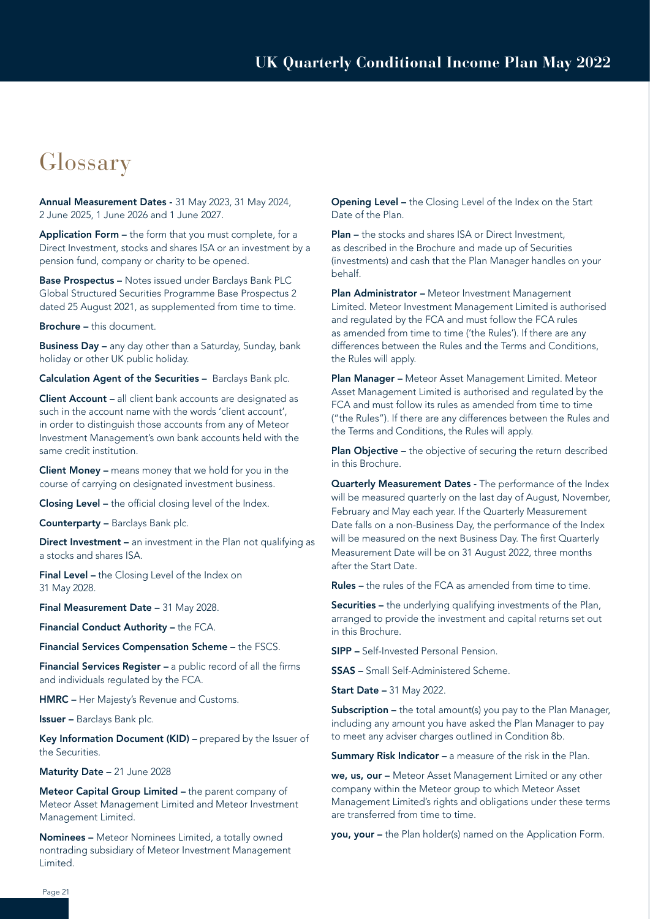# Glossary

**Annual Measurement Dates -** 31 May 2023, 31 May 2024, 2 June 2025, 1 June 2026 and 1 June 2027.

**Application Form –** the form that you must complete, for a Direct Investment, stocks and shares ISA or an investment by a pension fund, company or charity to be opened.

**Base Prospectus –** Notes issued under Barclays Bank PLC Global Structured Securities Programme Base Prospectus 2 dated 25 August 2021, as supplemented from time to time.

**Brochure –** this document.

**Business Day –** any day other than a Saturday, Sunday, bank holiday or other UK public holiday.

**Calculation Agent of the Securities –** Barclays Bank plc.

**Client Account –** all client bank accounts are designated as such in the account name with the words 'client account', in order to distinguish those accounts from any of Meteor Investment Management's own bank accounts held with the same credit institution.

**Client Money –** means money that we hold for you in the course of carrying on designated investment business.

**Closing Level –** the official closing level of the Index.

**Counterparty –** Barclays Bank plc.

**Direct Investment –** an investment in the Plan not qualifying as a stocks and shares ISA.

**Final Level –** the Closing Level of the Index on 31 May 2028.

**Final Measurement Date –** 31 May 2028.

**Financial Conduct Authority –** the FCA.

**Financial Services Compensation Scheme –** the FSCS.

**Financial Services Register –** a public record of all the firms and individuals regulated by the FCA.

**HMRC –** Her Majesty's Revenue and Customs.

**Issuer –** Barclays Bank plc.

**Key Information Document (KID) –** prepared by the Issuer of the Securities.

**Maturity Date –** 21 June 2028

**Meteor Capital Group Limited –** the parent company of Meteor Asset Management Limited and Meteor Investment Management Limited.

**Nominees –** Meteor Nominees Limited, a totally owned nontrading subsidiary of Meteor Investment Management Limited.

**Opening Level –** the Closing Level of the Index on the Start Date of the Plan.

**Plan –** the stocks and shares ISA or Direct Investment, as described in the Brochure and made up of Securities (investments) and cash that the Plan Manager handles on your behalf.

**Plan Administrator –** Meteor Investment Management Limited. Meteor Investment Management Limited is authorised and regulated by the FCA and must follow the FCA rules as amended from time to time ('the Rules'). If there are any differences between the Rules and the Terms and Conditions, the Rules will apply.

**Plan Manager –** Meteor Asset Management Limited. Meteor Asset Management Limited is authorised and regulated by the FCA and must follow its rules as amended from time to time ("the Rules"). If there are any differences between the Rules and the Terms and Conditions, the Rules will apply.

**Plan Objective –** the objective of securing the return described in this Brochure.

**Quarterly Measurement Dates -** The performance of the Index will be measured quarterly on the last day of August, November, February and May each year. If the Quarterly Measurement Date falls on a non-Business Day, the performance of the Index will be measured on the next Business Day. The first Quarterly Measurement Date will be on 31 August 2022, three months after the Start Date.

**Rules –** the rules of the FCA as amended from time to time.

**Securities –** the underlying qualifying investments of the Plan, arranged to provide the investment and capital returns set out in this Brochure.

**SIPP –** Self-Invested Personal Pension.

**SSAS –** Small Self-Administered Scheme.

**Start Date –** 31 May 2022.

**Subscription –** the total amount(s) you pay to the Plan Manager, including any amount you have asked the Plan Manager to pay to meet any adviser charges outlined in Condition 8b.

**Summary Risk Indicator –** a measure of the risk in the Plan.

**we, us, our –** Meteor Asset Management Limited or any other company within the Meteor group to which Meteor Asset Management Limited's rights and obligations under these terms are transferred from time to time.

**you, your –** the Plan holder(s) named on the Application Form.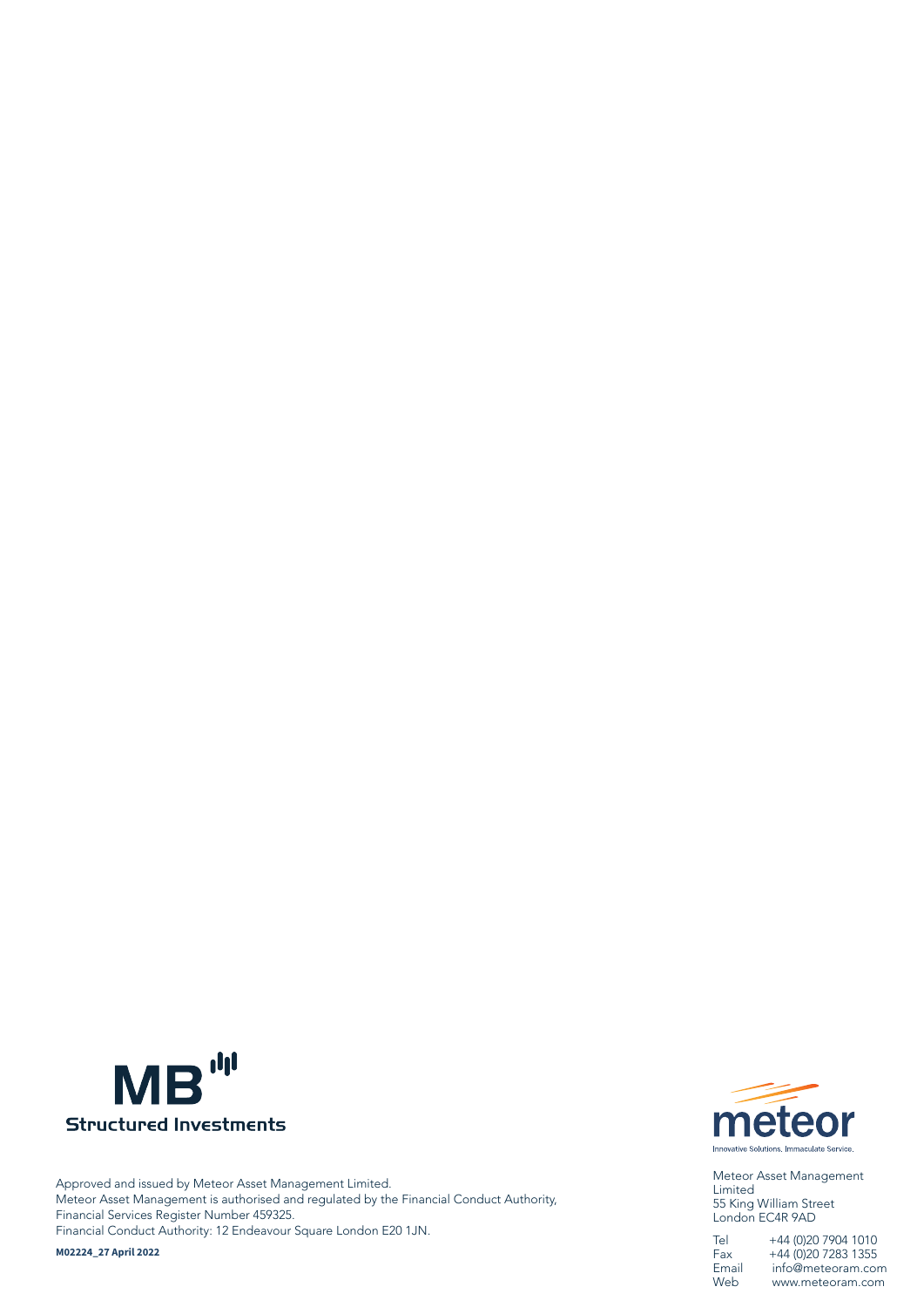MB

Structured Investments

Approved and issued by Meteor Asset Management Limited.
Meteor Asset Management is authorised and regulated by the Financial Conduct Authority, Financial Services Register Number 459325.
Financial Conduct Authority: 12 Endeavour Square London E20 1JN.

**M02224_27 April 2022**

meteor

Innovative Solutions. Immaculate Service.

Meteor Asset Management Limited
55 King William Street
London EC4R 9AD

| | |
|---|---|
| Tel | +44 (0)20 7904 1010 |
| Fax | +44 (0)20 7283 1355 |
| Email | info@meteoram.com |
| Web | www.meteoram.com |